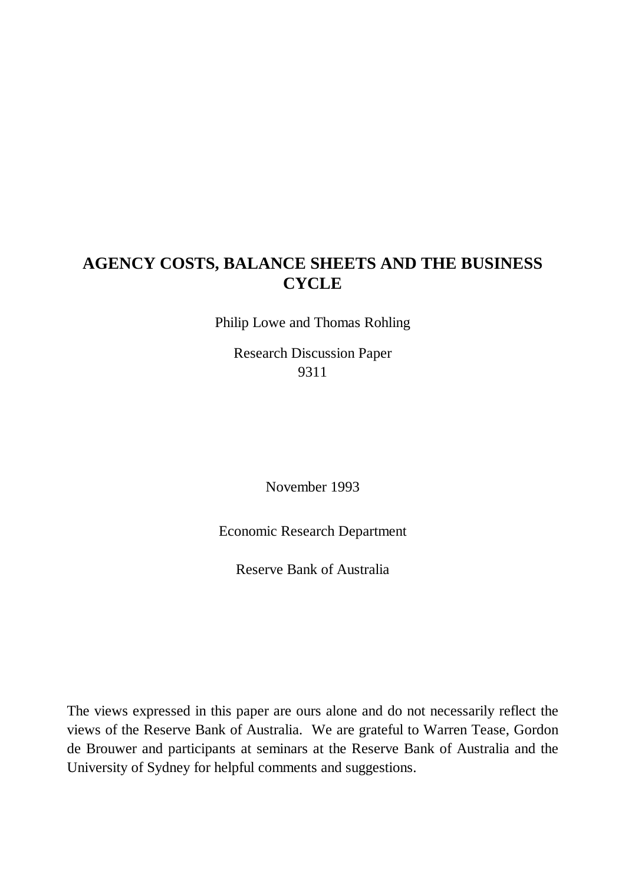# AGENCY COSTS, BALANCE SHEETS AND THE BUSINESS CYCLE

Philip Lowe and Thomas Rohling

Research Discussion Paper
9311

November 1993

Economic Research Department

Reserve Bank of Australia

The views expressed in this paper are ours alone and do not necessarily reflect the views of the Reserve Bank of Australia. We are grateful to Warren Tease, Gordon de Brouwer and participants at seminars at the Reserve Bank of Australia and the University of Sydney for helpful comments and suggestions.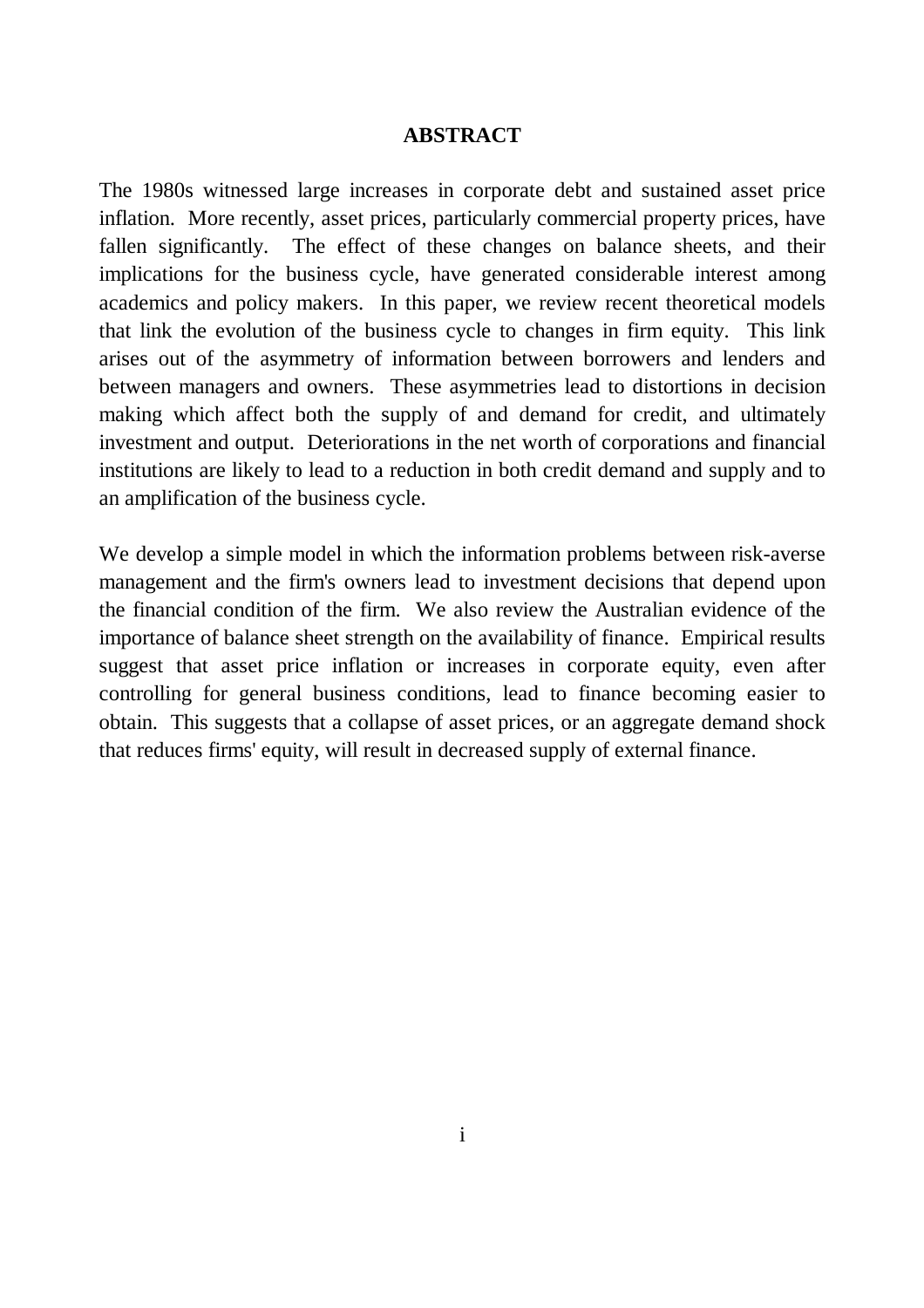## ABSTRACT

The 1980s witnessed large increases in corporate debt and sustained asset price inflation. More recently, asset prices, particularly commercial property prices, have fallen significantly. The effect of these changes on balance sheets, and their implications for the business cycle, have generated considerable interest among academics and policy makers. In this paper, we review recent theoretical models that link the evolution of the business cycle to changes in firm equity. This link arises out of the asymmetry of information between borrowers and lenders and between managers and owners. These asymmetries lead to distortions in decision making which affect both the supply of and demand for credit, and ultimately investment and output. Deteriorations in the net worth of corporations and financial institutions are likely to lead to a reduction in both credit demand and supply and to an amplification of the business cycle.

We develop a simple model in which the information problems between risk-averse management and the firm's owners lead to investment decisions that depend upon the financial condition of the firm. We also review the Australian evidence of the importance of balance sheet strength on the availability of finance. Empirical results suggest that asset price inflation or increases in corporate equity, even after controlling for general business conditions, lead to finance becoming easier to obtain. This suggests that a collapse of asset prices, or an aggregate demand shock that reduces firms' equity, will result in decreased supply of external finance.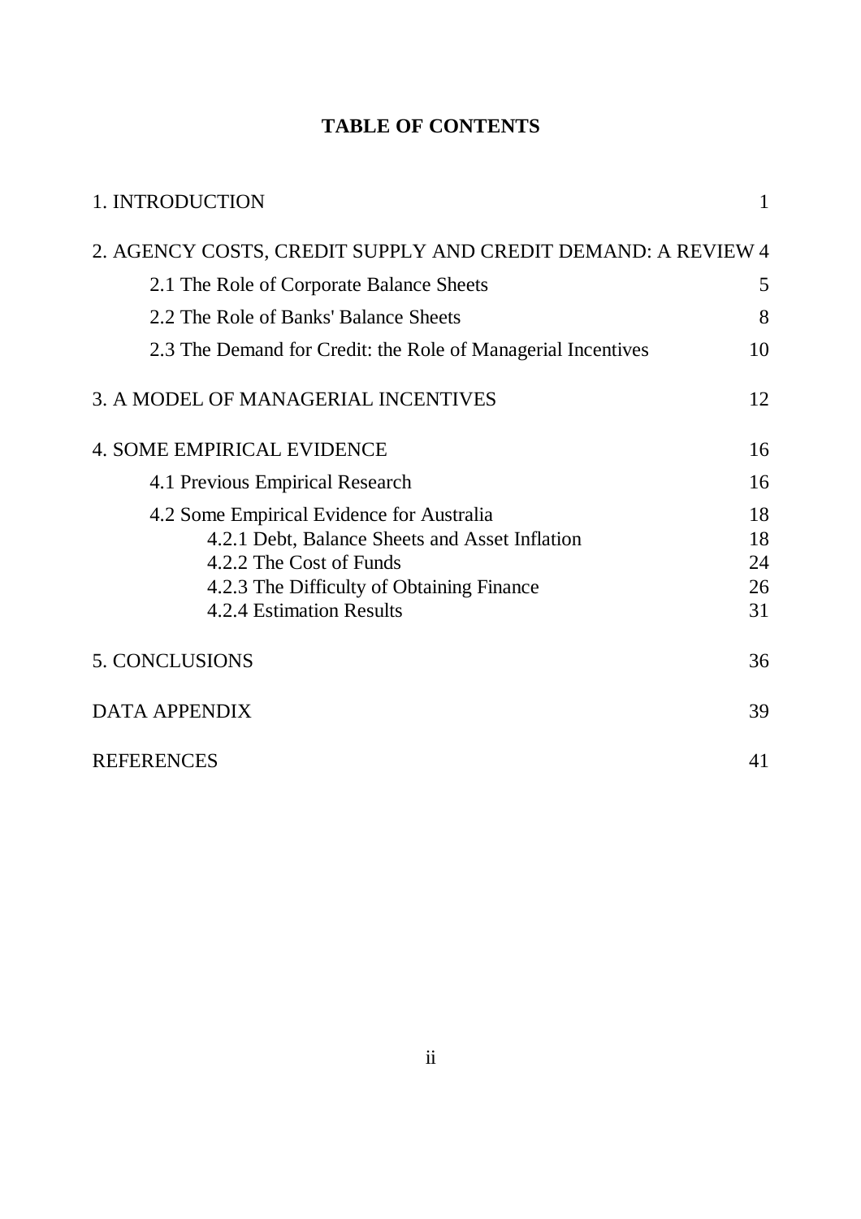# TABLE OF CONTENTS

| | |
|---|---|
| 1. INTRODUCTION | 1 |
| 2. AGENCY COSTS, CREDIT SUPPLY AND CREDIT DEMAND: A REVIEW | 4 |
| 2.1 The Role of Corporate Balance Sheets | 5 |
| 2.2 The Role of Banks' Balance Sheets | 8 |
| 2.3 The Demand for Credit: the Role of Managerial Incentives | 10 |
| 3. A MODEL OF MANAGERIAL INCENTIVES | 12 |
| 4. SOME EMPIRICAL EVIDENCE | 16 |
| 4.1 Previous Empirical Research | 16 |
| 4.2 Some Empirical Evidence for Australia | 18 |
| 4.2.1 Debt, Balance Sheets and Asset Inflation | 18 |
| 4.2.2 The Cost of Funds | 24 |
| 4.2.3 The Difficulty of Obtaining Finance | 26 |
| 4.2.4 Estimation Results | 31 |
| 5. CONCLUSIONS | 36 |
| DATA APPENDIX | 39 |
| REFERENCES | 41 |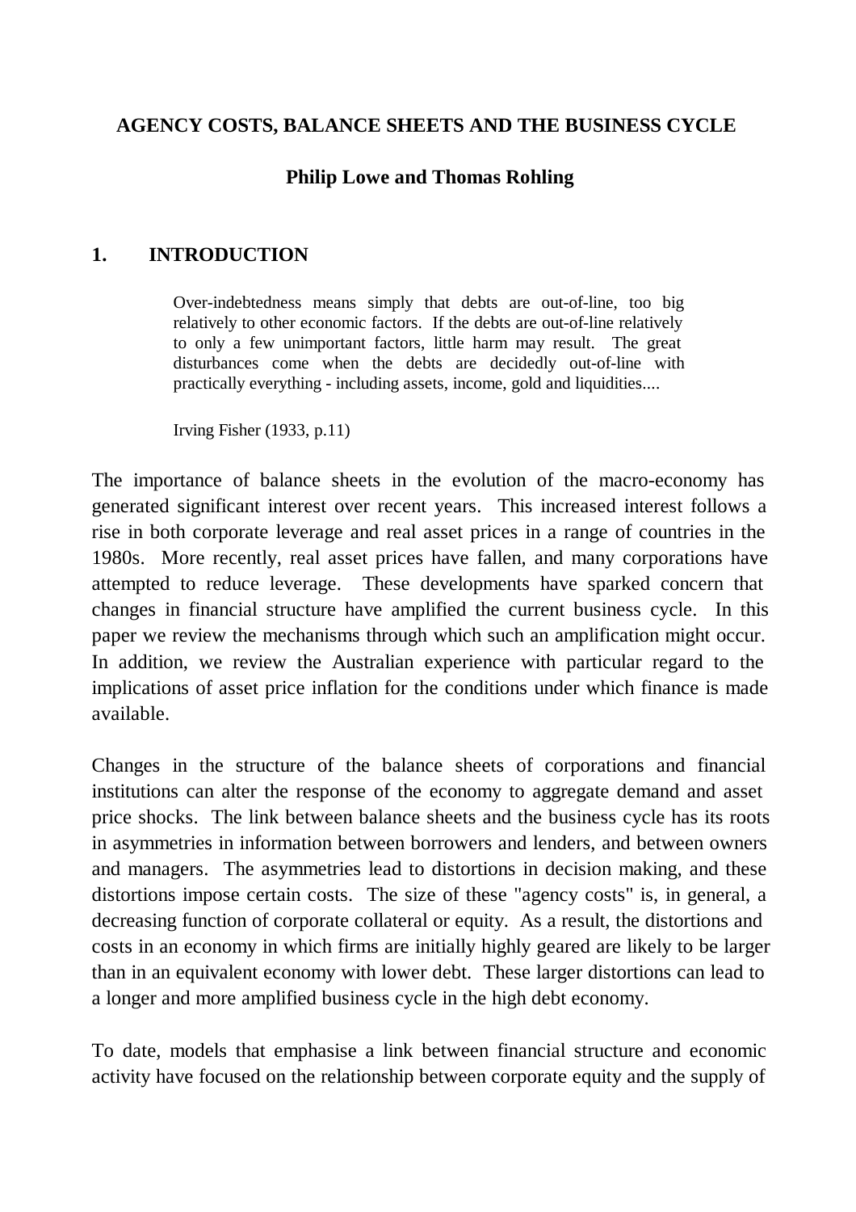# AGENCY COSTS, BALANCE SHEETS AND THE BUSINESS CYCLE

**Philip Lowe and Thomas Rohling**

## 1. INTRODUCTION

> Over-indebtedness means simply that debts are out-of-line, too big relatively to other economic factors. If the debts are out-of-line relatively to only a few unimportant factors, little harm may result. The great disturbances come when the debts are decidedly out-of-line with practically everything - including assets, income, gold and liquidities....
>
> Irving Fisher (1933, p.11)

The importance of balance sheets in the evolution of the macro-economy has generated significant interest over recent years. This increased interest follows a rise in both corporate leverage and real asset prices in a range of countries in the 1980s. More recently, real asset prices have fallen, and many corporations have attempted to reduce leverage. These developments have sparked concern that changes in financial structure have amplified the current business cycle. In this paper we review the mechanisms through which such an amplification might occur. In addition, we review the Australian experience with particular regard to the implications of asset price inflation for the conditions under which finance is made available.

Changes in the structure of the balance sheets of corporations and financial institutions can alter the response of the economy to aggregate demand and asset price shocks. The link between balance sheets and the business cycle has its roots in asymmetries in information between borrowers and lenders, and between owners and managers. The asymmetries lead to distortions in decision making, and these distortions impose certain costs. The size of these "agency costs" is, in general, a decreasing function of corporate collateral or equity. As a result, the distortions and costs in an economy in which firms are initially highly geared are likely to be larger than in an equivalent economy with lower debt. These larger distortions can lead to a longer and more amplified business cycle in the high debt economy.

To date, models that emphasise a link between financial structure and economic activity have focused on the relationship between corporate equity and the supply of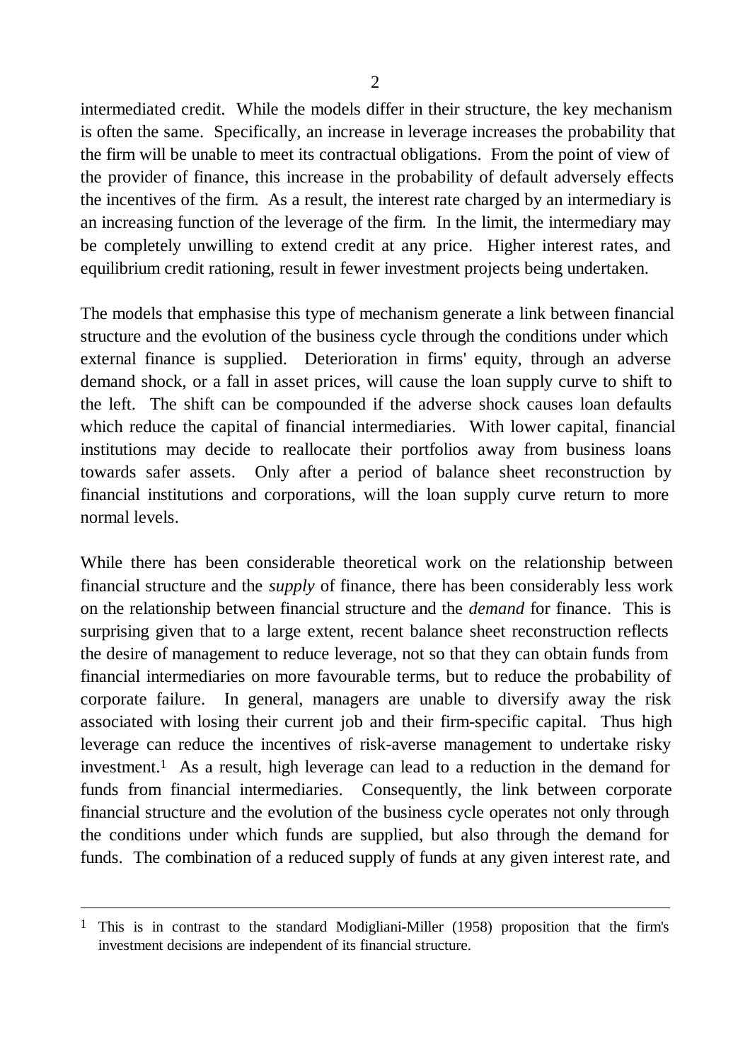intermediated credit. While the models differ in their structure, the key mechanism is often the same. Specifically, an increase in leverage increases the probability that the firm will be unable to meet its contractual obligations. From the point of view of the provider of finance, this increase in the probability of default adversely effects the incentives of the firm. As a result, the interest rate charged by an intermediary is an increasing function of the leverage of the firm. In the limit, the intermediary may be completely unwilling to extend credit at any price. Higher interest rates, and equilibrium credit rationing, result in fewer investment projects being undertaken.

The models that emphasise this type of mechanism generate a link between financial structure and the evolution of the business cycle through the conditions under which external finance is supplied. Deterioration in firms' equity, through an adverse demand shock, or a fall in asset prices, will cause the loan supply curve to shift to the left. The shift can be compounded if the adverse shock causes loan defaults which reduce the capital of financial intermediaries. With lower capital, financial institutions may decide to reallocate their portfolios away from business loans towards safer assets. Only after a period of balance sheet reconstruction by financial institutions and corporations, will the loan supply curve return to more normal levels.

While there has been considerable theoretical work on the relationship between financial structure and the *supply* of finance, there has been considerably less work on the relationship between financial structure and the *demand* for finance. This is surprising given that to a large extent, recent balance sheet reconstruction reflects the desire of management to reduce leverage, not so that they can obtain funds from financial intermediaries on more favourable terms, but to reduce the probability of corporate failure. In general, managers are unable to diversify away the risk associated with losing their current job and their firm-specific capital. Thus high leverage can reduce the incentives of risk-averse management to undertake risky investment.[1] As a result, high leverage can lead to a reduction in the demand for funds from financial intermediaries. Consequently, the link between corporate financial structure and the evolution of the business cycle operates not only through the conditions under which funds are supplied, but also through the demand for funds. The combination of a reduced supply of funds at any given interest rate, and

[1] This is in contrast to the standard Modigliani-Miller (1958) proposition that the firm's investment decisions are independent of its financial structure.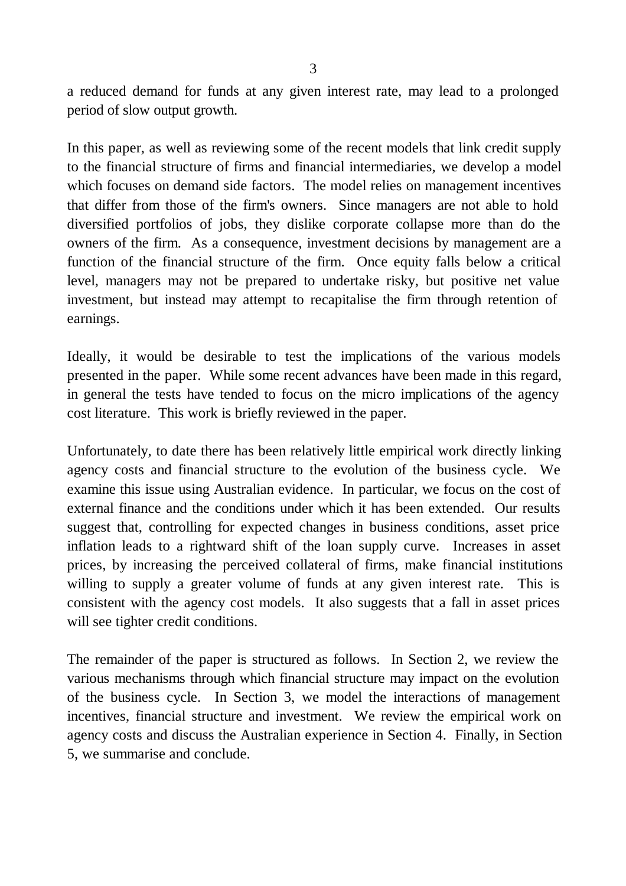a reduced demand for funds at any given interest rate, may lead to a prolonged period of slow output growth.

In this paper, as well as reviewing some of the recent models that link credit supply to the financial structure of firms and financial intermediaries, we develop a model which focuses on demand side factors. The model relies on management incentives that differ from those of the firm's owners. Since managers are not able to hold diversified portfolios of jobs, they dislike corporate collapse more than do the owners of the firm. As a consequence, investment decisions by management are a function of the financial structure of the firm. Once equity falls below a critical level, managers may not be prepared to undertake risky, but positive net value investment, but instead may attempt to recapitalise the firm through retention of earnings.

Ideally, it would be desirable to test the implications of the various models presented in the paper. While some recent advances have been made in this regard, in general the tests have tended to focus on the micro implications of the agency cost literature. This work is briefly reviewed in the paper.

Unfortunately, to date there has been relatively little empirical work directly linking agency costs and financial structure to the evolution of the business cycle. We examine this issue using Australian evidence. In particular, we focus on the cost of external finance and the conditions under which it has been extended. Our results suggest that, controlling for expected changes in business conditions, asset price inflation leads to a rightward shift of the loan supply curve. Increases in asset prices, by increasing the perceived collateral of firms, make financial institutions willing to supply a greater volume of funds at any given interest rate. This is consistent with the agency cost models. It also suggests that a fall in asset prices will see tighter credit conditions.

The remainder of the paper is structured as follows. In Section 2, we review the various mechanisms through which financial structure may impact on the evolution of the business cycle. In Section 3, we model the interactions of management incentives, financial structure and investment. We review the empirical work on agency costs and discuss the Australian experience in Section 4. Finally, in Section 5, we summarise and conclude.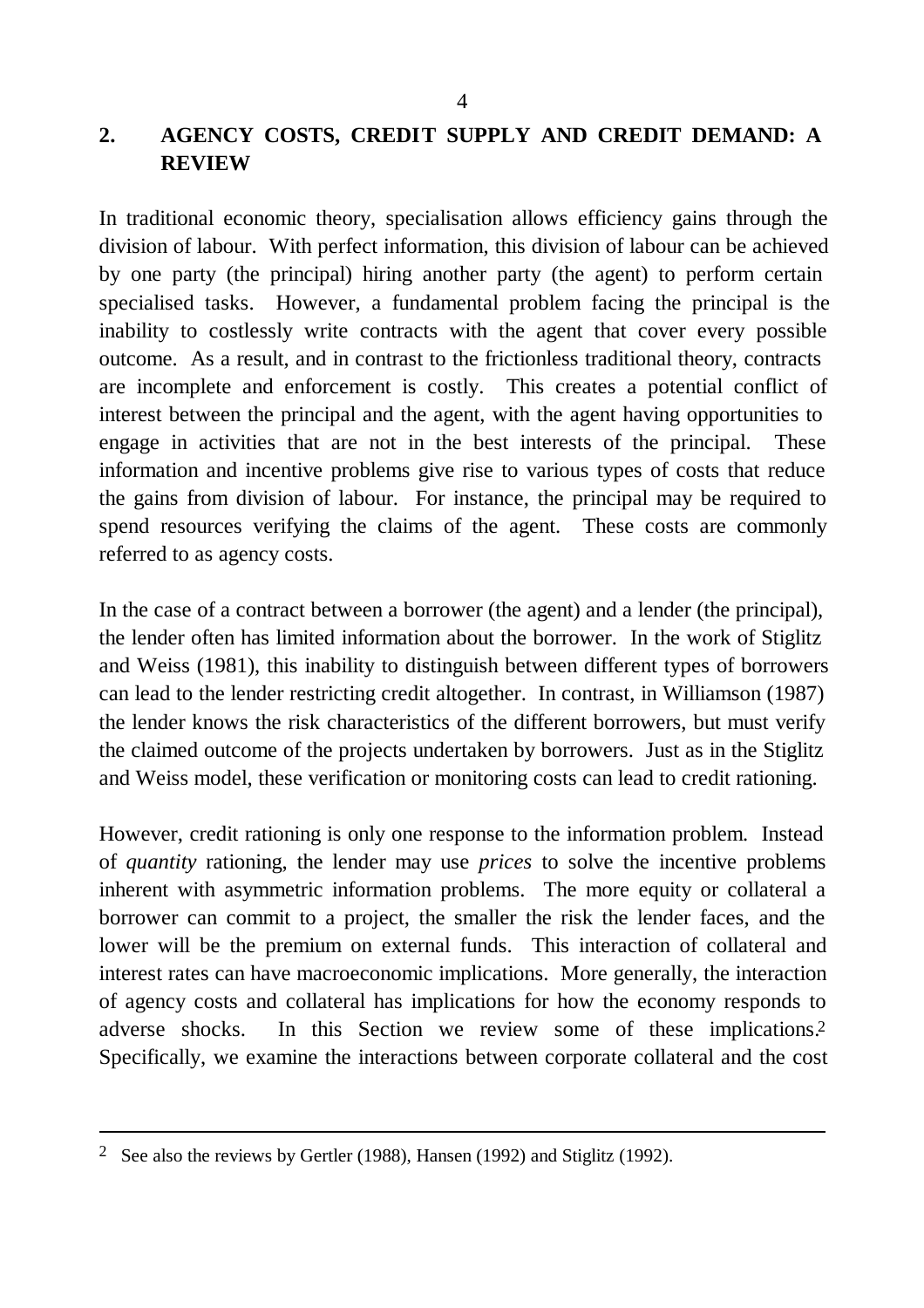## 2. AGENCY COSTS, CREDIT SUPPLY AND CREDIT DEMAND: A REVIEW

In traditional economic theory, specialisation allows efficiency gains through the division of labour. With perfect information, this division of labour can be achieved by one party (the principal) hiring another party (the agent) to perform certain specialised tasks. However, a fundamental problem facing the principal is the inability to costlessly write contracts with the agent that cover every possible outcome. As a result, and in contrast to the frictionless traditional theory, contracts are incomplete and enforcement is costly. This creates a potential conflict of interest between the principal and the agent, with the agent having opportunities to engage in activities that are not in the best interests of the principal. These information and incentive problems give rise to various types of costs that reduce the gains from division of labour. For instance, the principal may be required to spend resources verifying the claims of the agent. These costs are commonly referred to as agency costs.

In the case of a contract between a borrower (the agent) and a lender (the principal), the lender often has limited information about the borrower. In the work of Stiglitz and Weiss (1981), this inability to distinguish between different types of borrowers can lead to the lender restricting credit altogether. In contrast, in Williamson (1987) the lender knows the risk characteristics of the different borrowers, but must verify the claimed outcome of the projects undertaken by borrowers. Just as in the Stiglitz and Weiss model, these verification or monitoring costs can lead to credit rationing.

However, credit rationing is only one response to the information problem. Instead of *quantity* rationing, the lender may use *prices* to solve the incentive problems inherent with asymmetric information problems. The more equity or collateral a borrower can commit to a project, the smaller the risk the lender faces, and the lower will be the premium on external funds. This interaction of collateral and interest rates can have macroeconomic implications. More generally, the interaction of agency costs and collateral has implications for how the economy responds to adverse shocks. In this Section we review some of these implications.[2] Specifically, we examine the interactions between corporate collateral and the cost

---

[2] See also the reviews by Gertler (1988), Hansen (1992) and Stiglitz (1992).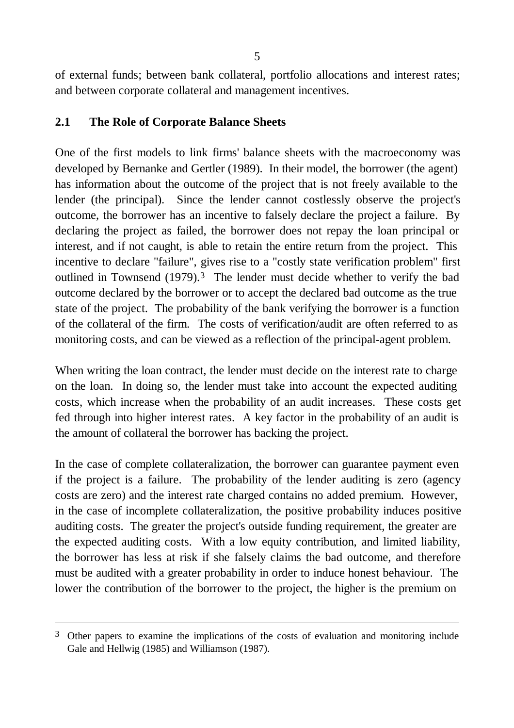of external funds; between bank collateral, portfolio allocations and interest rates; and between corporate collateral and management incentives.

## 2.1 The Role of Corporate Balance Sheets

One of the first models to link firms' balance sheets with the macroeconomy was developed by Bernanke and Gertler (1989). In their model, the borrower (the agent) has information about the outcome of the project that is not freely available to the lender (the principal). Since the lender cannot costlessly observe the project's outcome, the borrower has an incentive to falsely declare the project a failure. By declaring the project as failed, the borrower does not repay the loan principal or interest, and if not caught, is able to retain the entire return from the project. This incentive to declare "failure", gives rise to a "costly state verification problem" first outlined in Townsend (1979).[3] The lender must decide whether to verify the bad outcome declared by the borrower or to accept the declared bad outcome as the true state of the project. The probability of the bank verifying the borrower is a function of the collateral of the firm. The costs of verification/audit are often referred to as monitoring costs, and can be viewed as a reflection of the principal-agent problem.

When writing the loan contract, the lender must decide on the interest rate to charge on the loan. In doing so, the lender must take into account the expected auditing costs, which increase when the probability of an audit increases. These costs get fed through into higher interest rates. A key factor in the probability of an audit is the amount of collateral the borrower has backing the project.

In the case of complete collateralization, the borrower can guarantee payment even if the project is a failure. The probability of the lender auditing is zero (agency costs are zero) and the interest rate charged contains no added premium. However, in the case of incomplete collateralization, the positive probability induces positive auditing costs. The greater the project's outside funding requirement, the greater are the expected auditing costs. With a low equity contribution, and limited liability, the borrower has less at risk if she falsely claims the bad outcome, and therefore must be audited with a greater probability in order to induce honest behaviour. The lower the contribution of the borrower to the project, the higher is the premium on

---

[3] Other papers to examine the implications of the costs of evaluation and monitoring include Gale and Hellwig (1985) and Williamson (1987).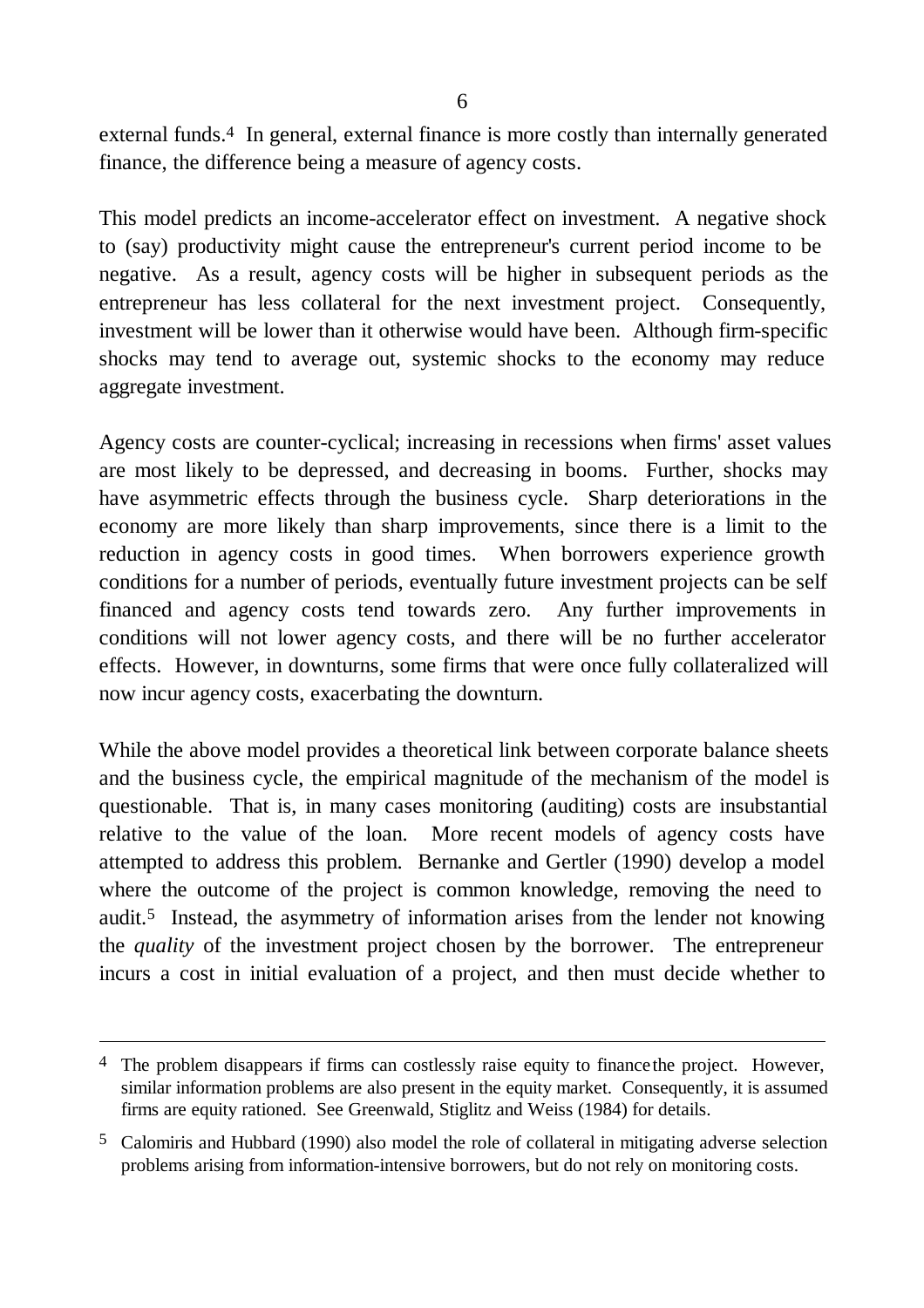external funds.[4] In general, external finance is more costly than internally generated finance, the difference being a measure of agency costs.

This model predicts an income-accelerator effect on investment. A negative shock to (say) productivity might cause the entrepreneur's current period income to be negative. As a result, agency costs will be higher in subsequent periods as the entrepreneur has less collateral for the next investment project. Consequently, investment will be lower than it otherwise would have been. Although firm-specific shocks may tend to average out, systemic shocks to the economy may reduce aggregate investment.

Agency costs are counter-cyclical; increasing in recessions when firms' asset values are most likely to be depressed, and decreasing in booms. Further, shocks may have asymmetric effects through the business cycle. Sharp deteriorations in the economy are more likely than sharp improvements, since there is a limit to the reduction in agency costs in good times. When borrowers experience growth conditions for a number of periods, eventually future investment projects can be self financed and agency costs tend towards zero. Any further improvements in conditions will not lower agency costs, and there will be no further accelerator effects. However, in downturns, some firms that were once fully collateralized will now incur agency costs, exacerbating the downturn.

While the above model provides a theoretical link between corporate balance sheets and the business cycle, the empirical magnitude of the mechanism of the model is questionable. That is, in many cases monitoring (auditing) costs are insubstantial relative to the value of the loan. More recent models of agency costs have attempted to address this problem. Bernanke and Gertler (1990) develop a model where the outcome of the project is common knowledge, removing the need to audit.[5] Instead, the asymmetry of information arises from the lender not knowing the *quality* of the investment project chosen by the borrower. The entrepreneur incurs a cost in initial evaluation of a project, and then must decide whether to

---

[4] The problem disappears if firms can costlessly raise equity to finance the project. However, similar information problems are also present in the equity market. Consequently, it is assumed firms are equity rationed. See Greenwald, Stiglitz and Weiss (1984) for details.

[5] Calomiris and Hubbard (1990) also model the role of collateral in mitigating adverse selection problems arising from information-intensive borrowers, but do not rely on monitoring costs.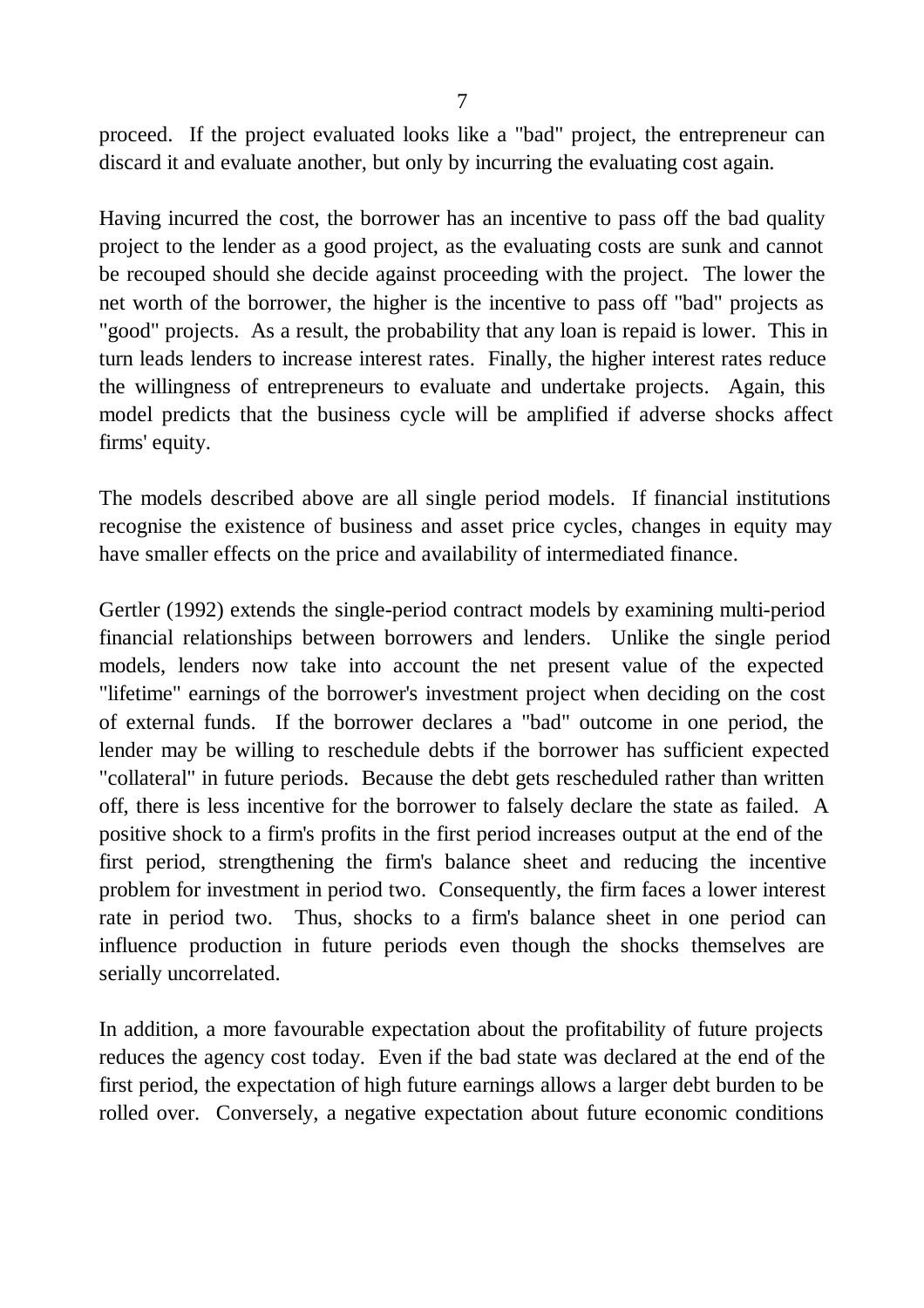proceed. If the project evaluated looks like a "bad" project, the entrepreneur can discard it and evaluate another, but only by incurring the evaluating cost again.

Having incurred the cost, the borrower has an incentive to pass off the bad quality project to the lender as a good project, as the evaluating costs are sunk and cannot be recouped should she decide against proceeding with the project. The lower the net worth of the borrower, the higher is the incentive to pass off "bad" projects as "good" projects. As a result, the probability that any loan is repaid is lower. This in turn leads lenders to increase interest rates. Finally, the higher interest rates reduce the willingness of entrepreneurs to evaluate and undertake projects. Again, this model predicts that the business cycle will be amplified if adverse shocks affect firms' equity.

The models described above are all single period models. If financial institutions recognise the existence of business and asset price cycles, changes in equity may have smaller effects on the price and availability of intermediated finance.

Gertler (1992) extends the single-period contract models by examining multi-period financial relationships between borrowers and lenders. Unlike the single period models, lenders now take into account the net present value of the expected "lifetime" earnings of the borrower's investment project when deciding on the cost of external funds. If the borrower declares a "bad" outcome in one period, the lender may be willing to reschedule debts if the borrower has sufficient expected "collateral" in future periods. Because the debt gets rescheduled rather than written off, there is less incentive for the borrower to falsely declare the state as failed. A positive shock to a firm's profits in the first period increases output at the end of the first period, strengthening the firm's balance sheet and reducing the incentive problem for investment in period two. Consequently, the firm faces a lower interest rate in period two. Thus, shocks to a firm's balance sheet in one period can influence production in future periods even though the shocks themselves are serially uncorrelated.

In addition, a more favourable expectation about the profitability of future projects reduces the agency cost today. Even if the bad state was declared at the end of the first period, the expectation of high future earnings allows a larger debt burden to be rolled over. Conversely, a negative expectation about future economic conditions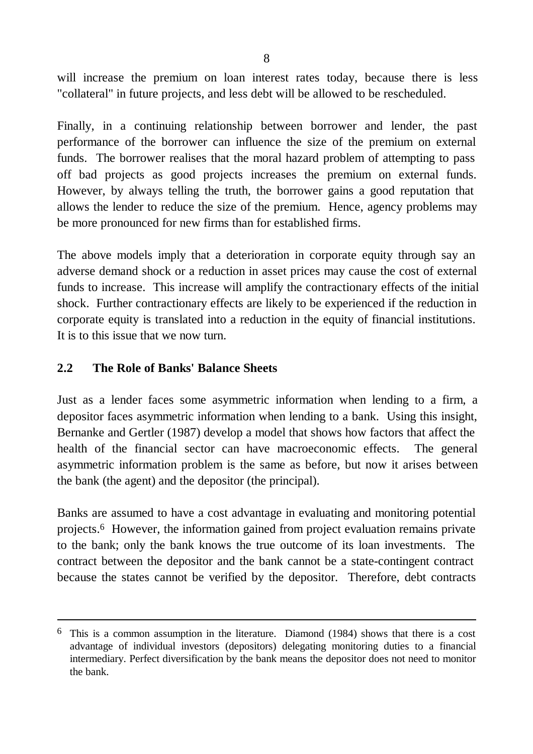will increase the premium on loan interest rates today, because there is less "collateral" in future projects, and less debt will be allowed to be rescheduled.

Finally, in a continuing relationship between borrower and lender, the past performance of the borrower can influence the size of the premium on external funds. The borrower realises that the moral hazard problem of attempting to pass off bad projects as good projects increases the premium on external funds. However, by always telling the truth, the borrower gains a good reputation that allows the lender to reduce the size of the premium. Hence, agency problems may be more pronounced for new firms than for established firms.

The above models imply that a deterioration in corporate equity through say an adverse demand shock or a reduction in asset prices may cause the cost of external funds to increase. This increase will amplify the contractionary effects of the initial shock. Further contractionary effects are likely to be experienced if the reduction in corporate equity is translated into a reduction in the equity of financial institutions. It is to this issue that we now turn.

### 2.2 The Role of Banks' Balance Sheets

Just as a lender faces some asymmetric information when lending to a firm, a depositor faces asymmetric information when lending to a bank. Using this insight, Bernanke and Gertler (1987) develop a model that shows how factors that affect the health of the financial sector can have macroeconomic effects. The general asymmetric information problem is the same as before, but now it arises between the bank (the agent) and the depositor (the principal).

Banks are assumed to have a cost advantage in evaluating and monitoring potential projects.[6] However, the information gained from project evaluation remains private to the bank; only the bank knows the true outcome of its loan investments. The contract between the depositor and the bank cannot be a state-contingent contract because the states cannot be verified by the depositor. Therefore, debt contracts

---

[6] This is a common assumption in the literature. Diamond (1984) shows that there is a cost advantage of individual investors (depositors) delegating monitoring duties to a financial intermediary. Perfect diversification by the bank means the depositor does not need to monitor the bank.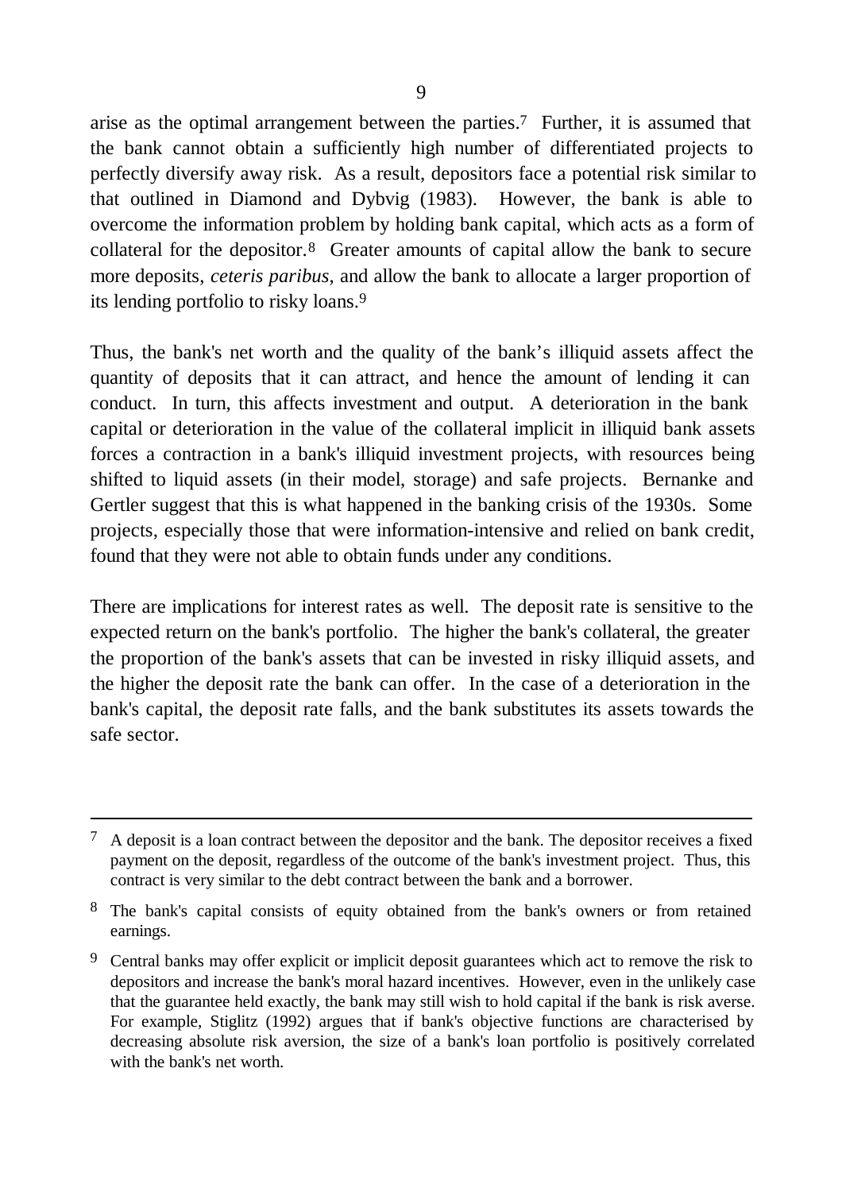arise as the optimal arrangement between the parties.[7] Further, it is assumed that the bank cannot obtain a sufficiently high number of differentiated projects to perfectly diversify away risk. As a result, depositors face a potential risk similar to that outlined in Diamond and Dybvig (1983). However, the bank is able to overcome the information problem by holding bank capital, which acts as a form of collateral for the depositor.[8] Greater amounts of capital allow the bank to secure more deposits, *ceteris paribus*, and allow the bank to allocate a larger proportion of its lending portfolio to risky loans.[9]

Thus, the bank's net worth and the quality of the bank's illiquid assets affect the quantity of deposits that it can attract, and hence the amount of lending it can conduct. In turn, this affects investment and output. A deterioration in the bank capital or deterioration in the value of the collateral implicit in illiquid bank assets forces a contraction in a bank's illiquid investment projects, with resources being shifted to liquid assets (in their model, storage) and safe projects. Bernanke and Gertler suggest that this is what happened in the banking crisis of the 1930s. Some projects, especially those that were information-intensive and relied on bank credit, found that they were not able to obtain funds under any conditions.

There are implications for interest rates as well. The deposit rate is sensitive to the expected return on the bank's portfolio. The higher the bank's collateral, the greater the proportion of the bank's assets that can be invested in risky illiquid assets, and the higher the deposit rate the bank can offer. In the case of a deterioration in the bank's capital, the deposit rate falls, and the bank substitutes its assets towards the safe sector.

---

[7] A deposit is a loan contract between the depositor and the bank. The depositor receives a fixed payment on the deposit, regardless of the outcome of the bank's investment project. Thus, this contract is very similar to the debt contract between the bank and a borrower.

[8] The bank's capital consists of equity obtained from the bank's owners or from retained earnings.

[9] Central banks may offer explicit or implicit deposit guarantees which act to remove the risk to depositors and increase the bank's moral hazard incentives. However, even in the unlikely case that the guarantee held exactly, the bank may still wish to hold capital if the bank is risk averse. For example, Stiglitz (1992) argues that if bank's objective functions are characterised by decreasing absolute risk aversion, the size of a bank's loan portfolio is positively correlated with the bank's net worth.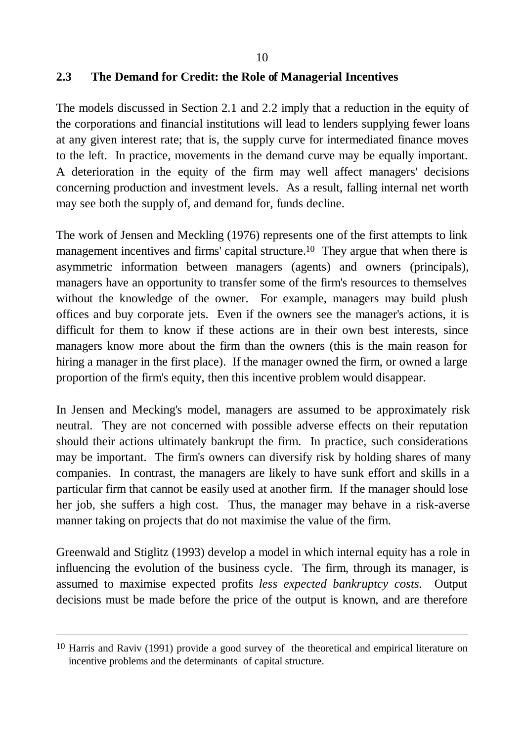## 2.3 The Demand for Credit: the Role of Managerial Incentives

The models discussed in Section 2.1 and 2.2 imply that a reduction in the equity of the corporations and financial institutions will lead to lenders supplying fewer loans at any given interest rate; that is, the supply curve for intermediated finance moves to the left. In practice, movements in the demand curve may be equally important. A deterioration in the equity of the firm may well affect managers' decisions concerning production and investment levels. As a result, falling internal net worth may see both the supply of, and demand for, funds decline.

The work of Jensen and Meckling (1976) represents one of the first attempts to link management incentives and firms' capital structure.[10] They argue that when there is asymmetric information between managers (agents) and owners (principals), managers have an opportunity to transfer some of the firm's resources to themselves without the knowledge of the owner. For example, managers may build plush offices and buy corporate jets. Even if the owners see the manager's actions, it is difficult for them to know if these actions are in their own best interests, since managers know more about the firm than the owners (this is the main reason for hiring a manager in the first place). If the manager owned the firm, or owned a large proportion of the firm's equity, then this incentive problem would disappear.

In Jensen and Mecking's model, managers are assumed to be approximately risk neutral. They are not concerned with possible adverse effects on their reputation should their actions ultimately bankrupt the firm. In practice, such considerations may be important. The firm's owners can diversify risk by holding shares of many companies. In contrast, the managers are likely to have sunk effort and skills in a particular firm that cannot be easily used at another firm. If the manager should lose her job, she suffers a high cost. Thus, the manager may behave in a risk-averse manner taking on projects that do not maximise the value of the firm.

Greenwald and Stiglitz (1993) develop a model in which internal equity has a role in influencing the evolution of the business cycle. The firm, through its manager, is assumed to maximise expected profits *less expected bankruptcy costs.* Output decisions must be made before the price of the output is known, and are therefore

[10] Harris and Raviv (1991) provide a good survey of the theoretical and empirical literature on incentive problems and the determinants of capital structure.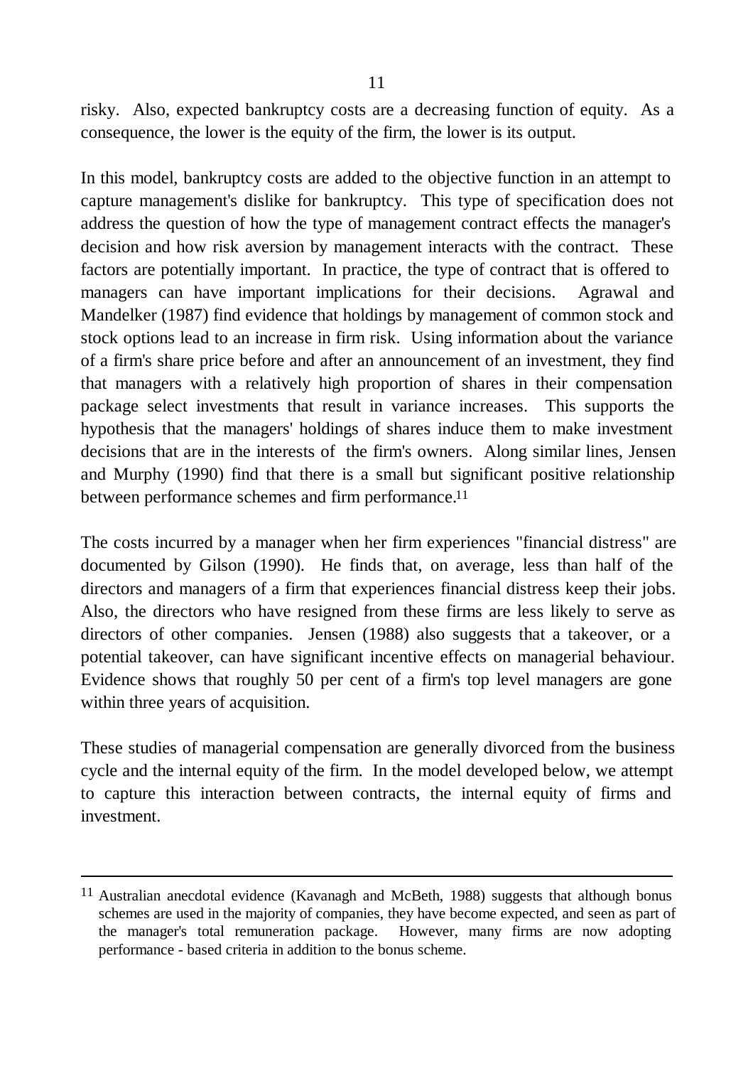risky. Also, expected bankruptcy costs are a decreasing function of equity. As a consequence, the lower is the equity of the firm, the lower is its output.

In this model, bankruptcy costs are added to the objective function in an attempt to capture management's dislike for bankruptcy. This type of specification does not address the question of how the type of management contract effects the manager's decision and how risk aversion by management interacts with the contract. These factors are potentially important. In practice, the type of contract that is offered to managers can have important implications for their decisions. Agrawal and Mandelker (1987) find evidence that holdings by management of common stock and stock options lead to an increase in firm risk. Using information about the variance of a firm's share price before and after an announcement of an investment, they find that managers with a relatively high proportion of shares in their compensation package select investments that result in variance increases. This supports the hypothesis that the managers' holdings of shares induce them to make investment decisions that are in the interests of the firm's owners. Along similar lines, Jensen and Murphy (1990) find that there is a small but significant positive relationship between performance schemes and firm performance.[11]

The costs incurred by a manager when her firm experiences "financial distress" are documented by Gilson (1990). He finds that, on average, less than half of the directors and managers of a firm that experiences financial distress keep their jobs. Also, the directors who have resigned from these firms are less likely to serve as directors of other companies. Jensen (1988) also suggests that a takeover, or a potential takeover, can have significant incentive effects on managerial behaviour. Evidence shows that roughly 50 per cent of a firm's top level managers are gone within three years of acquisition.

These studies of managerial compensation are generally divorced from the business cycle and the internal equity of the firm. In the model developed below, we attempt to capture this interaction between contracts, the internal equity of firms and investment.

---

[11] Australian anecdotal evidence (Kavanagh and McBeth, 1988) suggests that although bonus schemes are used in the majority of companies, they have become expected, and seen as part of the manager's total remuneration package. However, many firms are now adopting performance - based criteria in addition to the bonus scheme.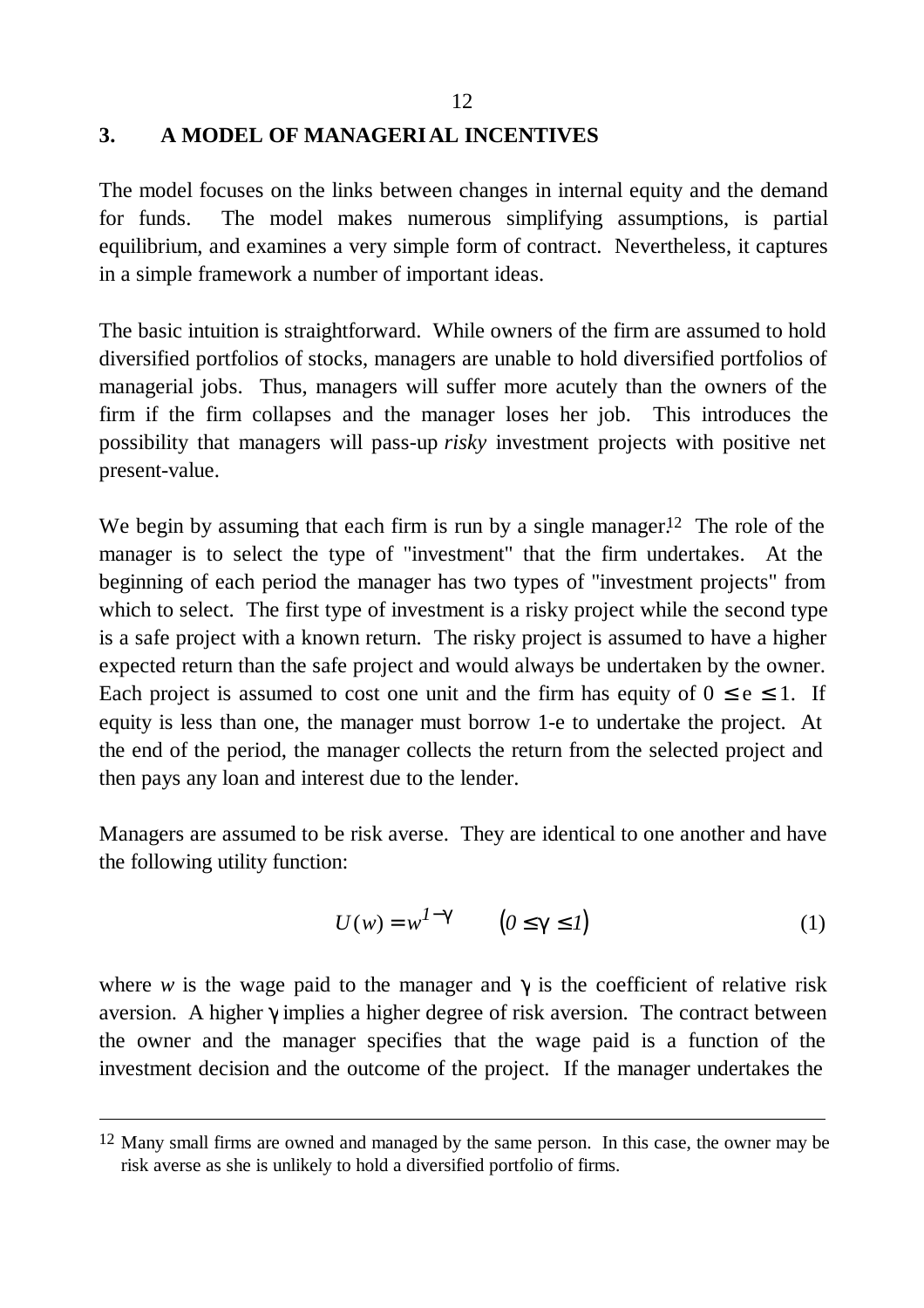## 3. A MODEL OF MANAGERIAL INCENTIVES

The model focuses on the links between changes in internal equity and the demand for funds. The model makes numerous simplifying assumptions, is partial equilibrium, and examines a very simple form of contract. Nevertheless, it captures in a simple framework a number of important ideas.

The basic intuition is straightforward. While owners of the firm are assumed to hold diversified portfolios of stocks, managers are unable to hold diversified portfolios of managerial jobs. Thus, managers will suffer more acutely than the owners of the firm if the firm collapses and the manager loses her job. This introduces the possibility that managers will pass-up *risky* investment projects with positive net present-value.

We begin by assuming that each firm is run by a single manager.[12] The role of the manager is to select the type of "investment" that the firm undertakes. At the beginning of each period the manager has two types of "investment projects" from which to select. The first type of investment is a risky project while the second type is a safe project with a known return. The risky project is assumed to have a higher expected return than the safe project and would always be undertaken by the owner. Each project is assumed to cost one unit and the firm has equity of $0 \leq e \leq 1$. If equity is less than one, the manager must borrow 1-e to undertake the project. At the end of the period, the manager collects the return from the selected project and then pays any loan and interest due to the lender.

Managers are assumed to be risk averse. They are identical to one another and have the following utility function:

$$U(w) = w^{1-\gamma} \qquad (0 \leq \gamma \leq 1) \tag{1}$$

where $w$ is the wage paid to the manager and $\gamma$ is the coefficient of relative risk aversion. A higher $\gamma$ implies a higher degree of risk aversion. The contract between the owner and the manager specifies that the wage paid is a function of the investment decision and the outcome of the project. If the manager undertakes the

---

[12] Many small firms are owned and managed by the same person. In this case, the owner may be risk averse as she is unlikely to hold a diversified portfolio of firms.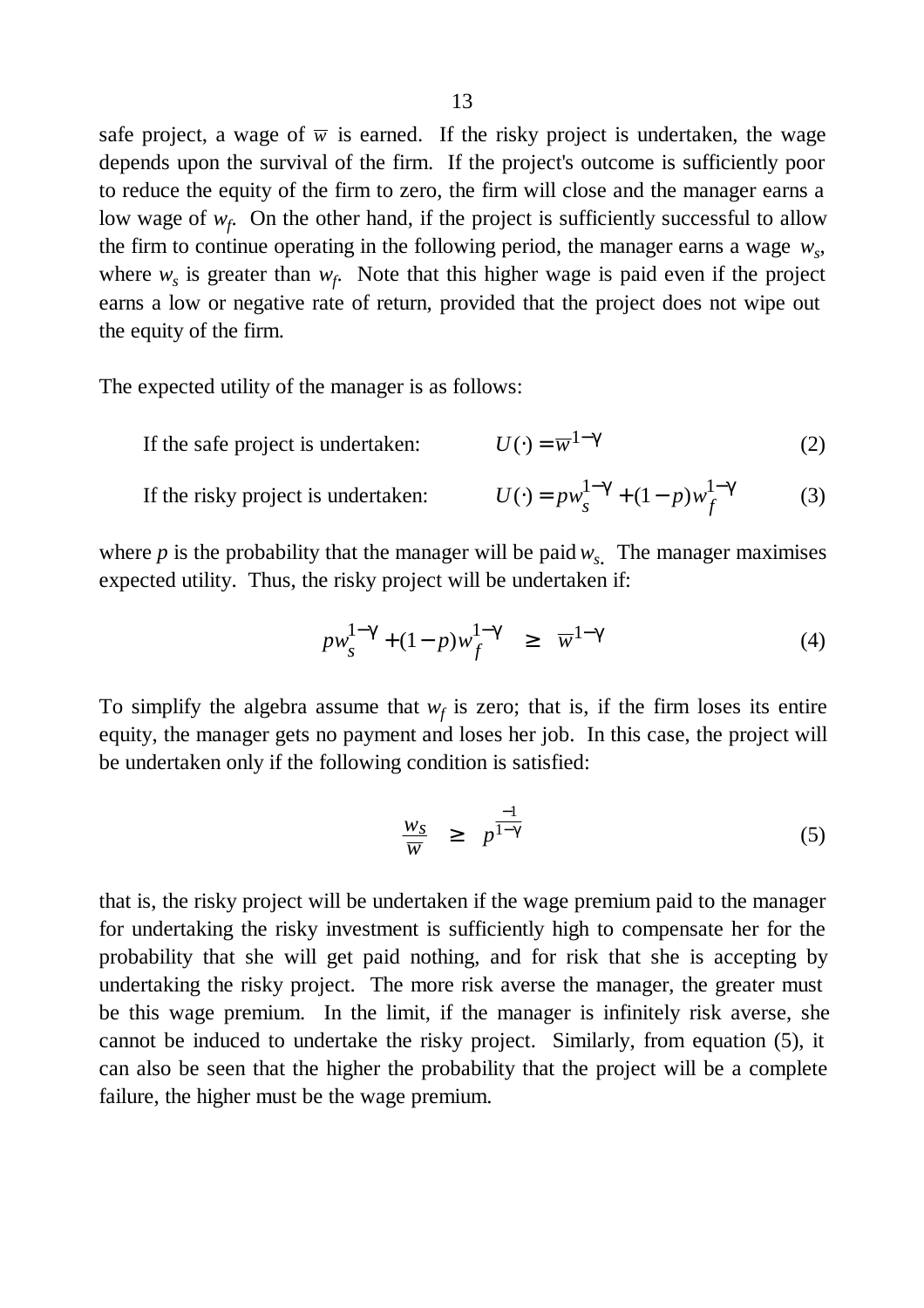safe project, a wage of $\overline{w}$ is earned. If the risky project is undertaken, the wage depends upon the survival of the firm. If the project's outcome is sufficiently poor to reduce the equity of the firm to zero, the firm will close and the manager earns a low wage of $w_f$. On the other hand, if the project is sufficiently successful to allow the firm to continue operating in the following period, the manager earns a wage $w_s$, where $w_s$ is greater than $w_f$. Note that this higher wage is paid even if the project earns a low or negative rate of return, provided that the project does not wipe out the equity of the firm.

The expected utility of the manager is as follows:

If the safe project is undertaken: $$U(\cdot) = \overline{w}^{1-\gamma} \quad (2)$$

If the risky project is undertaken: $$U(\cdot) = p w_s^{1-\gamma} + (1-p) w_f^{1-\gamma} \quad (3)$$

where $p$ is the probability that the manager will be paid $w_s$. The manager maximises expected utility. Thus, the risky project will be undertaken if:

$$p w_s^{1-\gamma} + (1-p) w_f^{1-\gamma} \quad \geq \quad \overline{w}^{1-\gamma} \quad (4)$$

To simplify the algebra assume that $w_f$ is zero; that is, if the firm loses its entire equity, the manager gets no payment and loses her job. In this case, the project will be undertaken only if the following condition is satisfied:

$$\frac{w_S}{\overline{w}} \quad \geq \quad p^{\frac{-1}{1-\gamma}} \quad (5)$$

that is, the risky project will be undertaken if the wage premium paid to the manager for undertaking the risky investment is sufficiently high to compensate her for the probability that she will get paid nothing, and for risk that she is accepting by undertaking the risky project. The more risk averse the manager, the greater must be this wage premium. In the limit, if the manager is infinitely risk averse, she cannot be induced to undertake the risky project. Similarly, from equation (5), it can also be seen that the higher the probability that the project will be a complete failure, the higher must be the wage premium.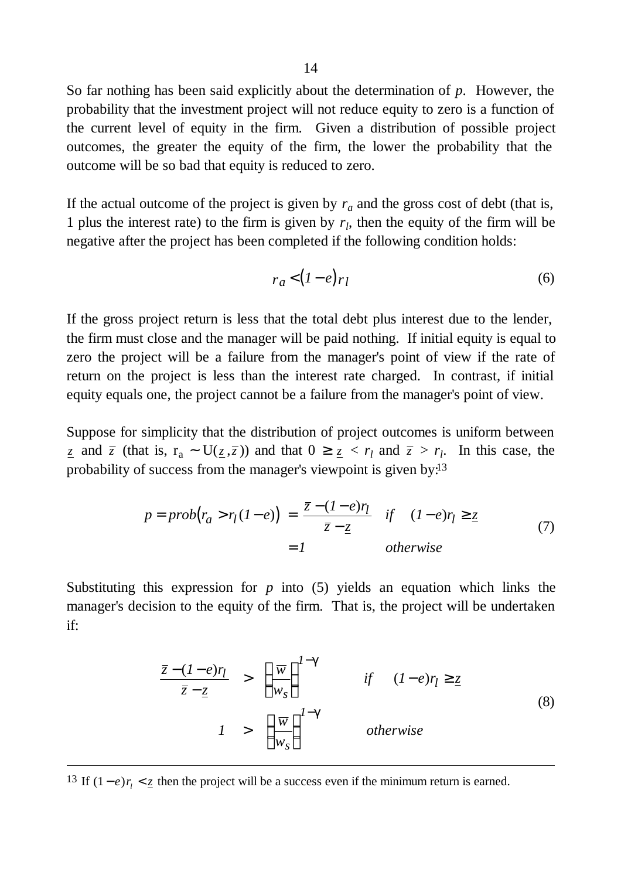So far nothing has been said explicitly about the determination of $p$. However, the probability that the investment project will not reduce equity to zero is a function of the current level of equity in the firm. Given a distribution of possible project outcomes, the greater the equity of the firm, the lower the probability that the outcome will be so bad that equity is reduced to zero.

If the actual outcome of the project is given by $r_a$ and the gross cost of debt (that is, 1 plus the interest rate) to the firm is given by $r_l$, then the equity of the firm will be negative after the project has been completed if the following condition holds:

$$r_a < (1-e) r_l \tag{6}$$

If the gross project return is less that the total debt plus interest due to the lender, the firm must close and the manager will be paid nothing. If initial equity is equal to zero the project will be a failure from the manager's point of view if the rate of return on the project is less than the interest rate charged. In contrast, if initial equity equals one, the project cannot be a failure from the manager's point of view.

Suppose for simplicity that the distribution of project outcomes is uniform between $\underline{z}$ and $\bar{z}$ (that is, $r_a \sim U(\underline{z}, \bar{z})$) and that $0 \geq \underline{z} < r_l$ and $\bar{z} > r_l$. In this case, the probability of success from the manager's viewpoint is given by:[13]

$$p = prob\left(r_a > r_l(1-e)\right) = \frac{\bar{z} - (1-e) r_l}{\bar{z} - \underline{z}} \quad if \quad (1-e) r_l \geq \underline{z}$$
$$= 1 \qquad otherwise \tag{7}$$

Substituting this expression for $p$ into (5) yields an equation which links the manager's decision to the equity of the firm. That is, the project will be undertaken if:

$$\frac{\bar{z} - (1-e) r_l}{\bar{z} - \underline{z}} > \left(\frac{\bar{w}}{w_S}\right)^{1-\gamma} \qquad if \quad (1-e) r_l \geq \underline{z}$$
$$1 > \left(\frac{\bar{w}}{w_S}\right)^{1-\gamma} \qquad otherwise \tag{8}$$

---

[13] If $(1-e) r_l < \underline{z}$ then the project will be a success even if the minimum return is earned.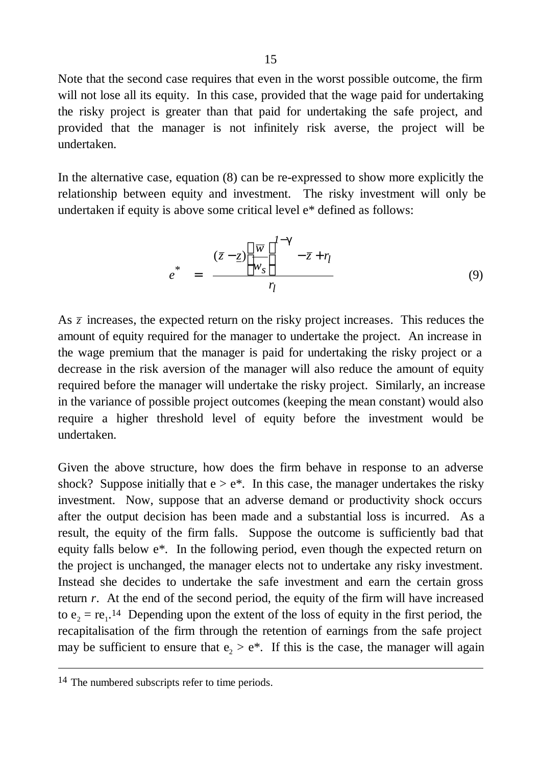Note that the second case requires that even in the worst possible outcome, the firm will not lose all its equity. In this case, provided that the wage paid for undertaking the risky project is greater than that paid for undertaking the safe project, and provided that the manager is not infinitely risk averse, the project will be undertaken.

In the alternative case, equation (8) can be re-expressed to show more explicitly the relationship between equity and investment. The risky investment will only be undertaken if equity is above some critical level e* defined as follows:

$$e^* = \frac{(\bar{z} - \underline{z})\left(\frac{\overline{w}}{w_s}\right)^{1-\gamma} - \bar{z} + r_l}{r_l} \tag{9}$$

As $\bar{z}$ increases, the expected return on the risky project increases. This reduces the amount of equity required for the manager to undertake the project. An increase in the wage premium that the manager is paid for undertaking the risky project or a decrease in the risk aversion of the manager will also reduce the amount of equity required before the manager will undertake the risky project. Similarly, an increase in the variance of possible project outcomes (keeping the mean constant) would also require a higher threshold level of equity before the investment would be undertaken.

Given the above structure, how does the firm behave in response to an adverse shock? Suppose initially that $e > e^*$. In this case, the manager undertakes the risky investment. Now, suppose that an adverse demand or productivity shock occurs after the output decision has been made and a substantial loss is incurred. As a result, the equity of the firm falls. Suppose the outcome is sufficiently bad that equity falls below e*. In the following period, even though the expected return on the project is unchanged, the manager elects not to undertake any risky investment. Instead she decides to undertake the safe investment and earn the certain gross return $r$. At the end of the second period, the equity of the firm will have increased to $e_2 = re_1$.[14] Depending upon the extent of the loss of equity in the first period, the recapitalisation of the firm through the retention of earnings from the safe project may be sufficient to ensure that $e_2 > e^*$. If this is the case, the manager will again

---

[14] The numbered subscripts refer to time periods.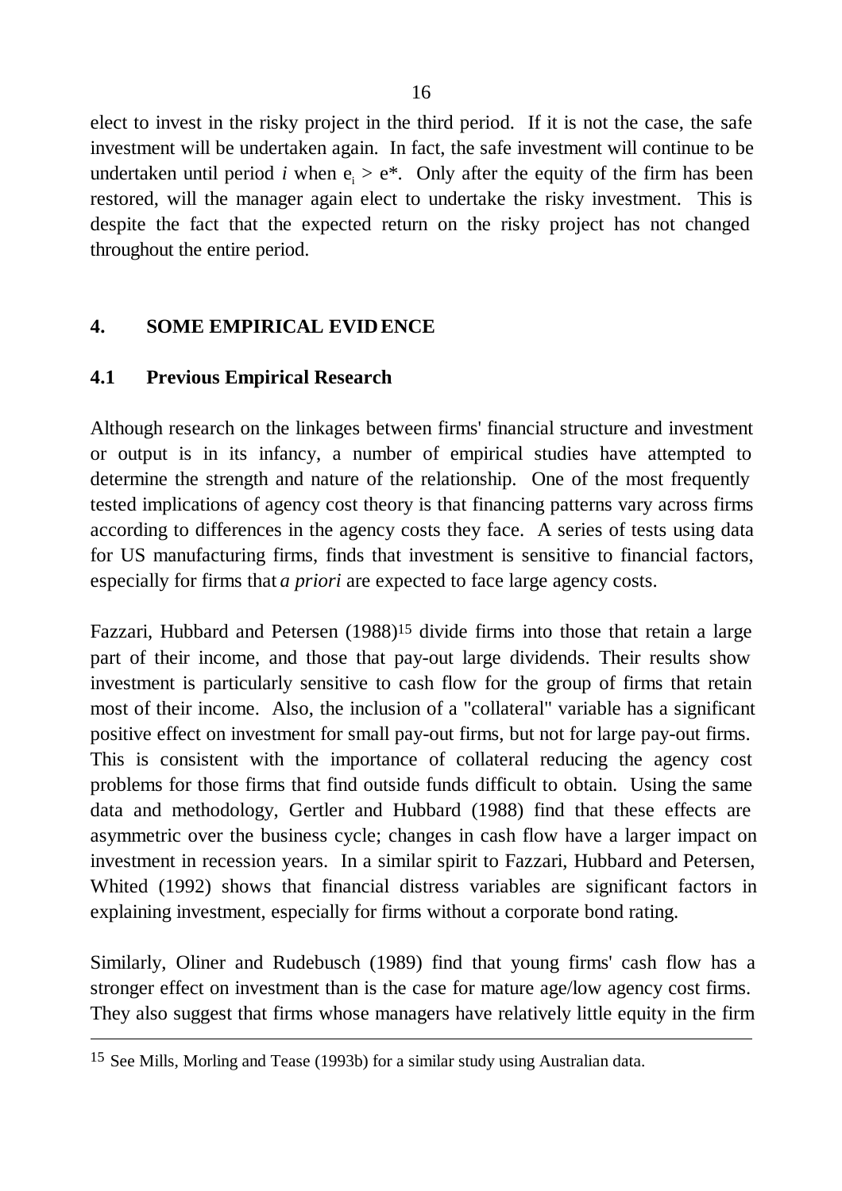elect to invest in the risky project in the third period. If it is not the case, the safe investment will be undertaken again. In fact, the safe investment will continue to be undertaken until period $i$ when $e_i > e^*$. Only after the equity of the firm has been restored, will the manager again elect to undertake the risky investment. This is despite the fact that the expected return on the risky project has not changed throughout the entire period.

## 4. SOME EMPIRICAL EVIDENCE

### 4.1 Previous Empirical Research

Although research on the linkages between firms' financial structure and investment or output is in its infancy, a number of empirical studies have attempted to determine the strength and nature of the relationship. One of the most frequently tested implications of agency cost theory is that financing patterns vary across firms according to differences in the agency costs they face. A series of tests using data for US manufacturing firms, finds that investment is sensitive to financial factors, especially for firms that *a priori* are expected to face large agency costs.

Fazzari, Hubbard and Petersen (1988)[15] divide firms into those that retain a large part of their income, and those that pay-out large dividends. Their results show investment is particularly sensitive to cash flow for the group of firms that retain most of their income. Also, the inclusion of a "collateral" variable has a significant positive effect on investment for small pay-out firms, but not for large pay-out firms. This is consistent with the importance of collateral reducing the agency cost problems for those firms that find outside funds difficult to obtain. Using the same data and methodology, Gertler and Hubbard (1988) find that these effects are asymmetric over the business cycle; changes in cash flow have a larger impact on investment in recession years. In a similar spirit to Fazzari, Hubbard and Petersen, Whited (1992) shows that financial distress variables are significant factors in explaining investment, especially for firms without a corporate bond rating.

Similarly, Oliner and Rudebusch (1989) find that young firms' cash flow has a stronger effect on investment than is the case for mature age/low agency cost firms. They also suggest that firms whose managers have relatively little equity in the firm

[15] See Mills, Morling and Tease (1993b) for a similar study using Australian data.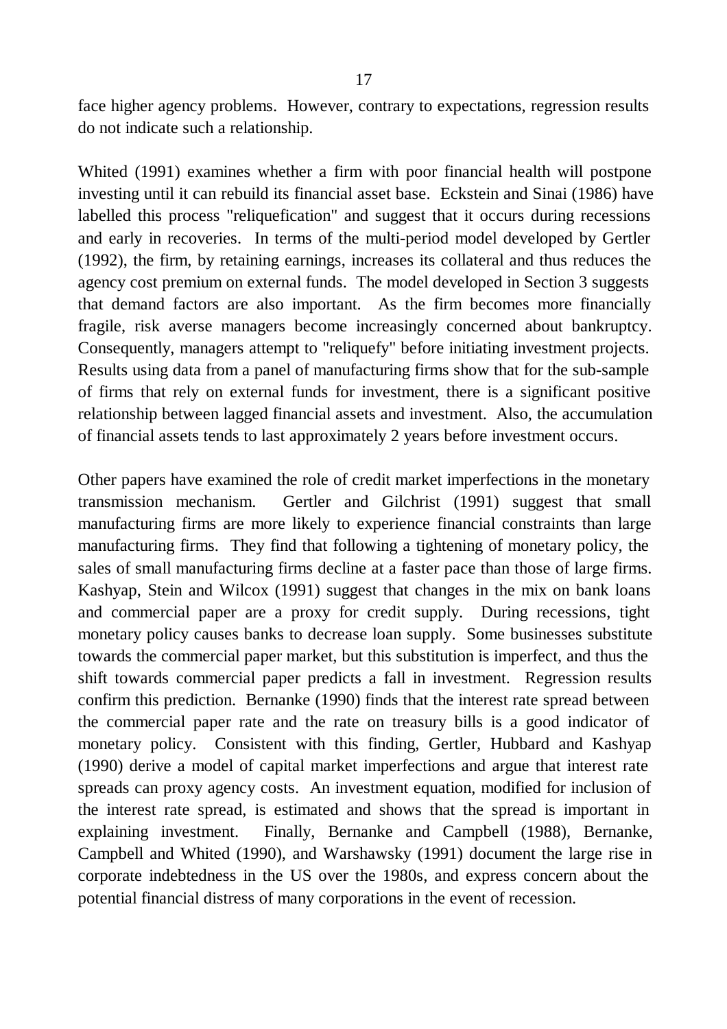face higher agency problems. However, contrary to expectations, regression results do not indicate such a relationship.

Whited (1991) examines whether a firm with poor financial health will postpone investing until it can rebuild its financial asset base. Eckstein and Sinai (1986) have labelled this process "reliquefication" and suggest that it occurs during recessions and early in recoveries. In terms of the multi-period model developed by Gertler (1992), the firm, by retaining earnings, increases its collateral and thus reduces the agency cost premium on external funds. The model developed in Section 3 suggests that demand factors are also important. As the firm becomes more financially fragile, risk averse managers become increasingly concerned about bankruptcy. Consequently, managers attempt to "reliquefy" before initiating investment projects. Results using data from a panel of manufacturing firms show that for the sub-sample of firms that rely on external funds for investment, there is a significant positive relationship between lagged financial assets and investment. Also, the accumulation of financial assets tends to last approximately 2 years before investment occurs.

Other papers have examined the role of credit market imperfections in the monetary transmission mechanism. Gertler and Gilchrist (1991) suggest that small manufacturing firms are more likely to experience financial constraints than large manufacturing firms. They find that following a tightening of monetary policy, the sales of small manufacturing firms decline at a faster pace than those of large firms. Kashyap, Stein and Wilcox (1991) suggest that changes in the mix on bank loans and commercial paper are a proxy for credit supply. During recessions, tight monetary policy causes banks to decrease loan supply. Some businesses substitute towards the commercial paper market, but this substitution is imperfect, and thus the shift towards commercial paper predicts a fall in investment. Regression results confirm this prediction. Bernanke (1990) finds that the interest rate spread between the commercial paper rate and the rate on treasury bills is a good indicator of monetary policy. Consistent with this finding, Gertler, Hubbard and Kashyap (1990) derive a model of capital market imperfections and argue that interest rate spreads can proxy agency costs. An investment equation, modified for inclusion of the interest rate spread, is estimated and shows that the spread is important in explaining investment. Finally, Bernanke and Campbell (1988), Bernanke, Campbell and Whited (1990), and Warshawsky (1991) document the large rise in corporate indebtedness in the US over the 1980s, and express concern about the potential financial distress of many corporations in the event of recession.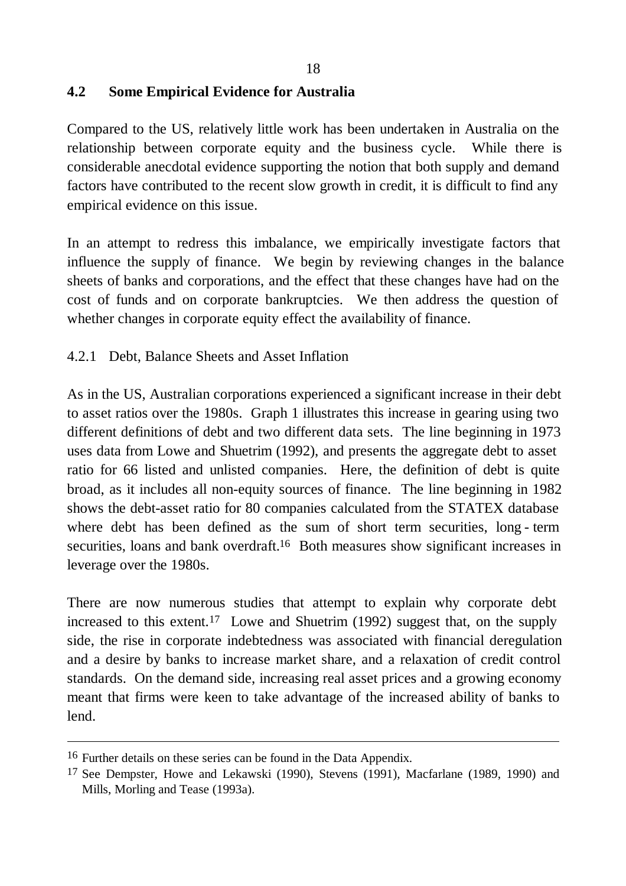## 4.2 Some Empirical Evidence for Australia

Compared to the US, relatively little work has been undertaken in Australia on the relationship between corporate equity and the business cycle. While there is considerable anecdotal evidence supporting the notion that both supply and demand factors have contributed to the recent slow growth in credit, it is difficult to find any empirical evidence on this issue.

In an attempt to redress this imbalance, we empirically investigate factors that influence the supply of finance. We begin by reviewing changes in the balance sheets of banks and corporations, and the effect that these changes have had on the cost of funds and on corporate bankruptcies. We then address the question of whether changes in corporate equity effect the availability of finance.

### 4.2.1 Debt, Balance Sheets and Asset Inflation

As in the US, Australian corporations experienced a significant increase in their debt to asset ratios over the 1980s. Graph 1 illustrates this increase in gearing using two different definitions of debt and two different data sets. The line beginning in 1973 uses data from Lowe and Shuetrim (1992), and presents the aggregate debt to asset ratio for 66 listed and unlisted companies. Here, the definition of debt is quite broad, as it includes all non-equity sources of finance. The line beginning in 1982 shows the debt-asset ratio for 80 companies calculated from the STATEX database where debt has been defined as the sum of short term securities, long - term securities, loans and bank overdraft.[16] Both measures show significant increases in leverage over the 1980s.

There are now numerous studies that attempt to explain why corporate debt increased to this extent.[17] Lowe and Shuetrim (1992) suggest that, on the supply side, the rise in corporate indebtedness was associated with financial deregulation and a desire by banks to increase market share, and a relaxation of credit control standards. On the demand side, increasing real asset prices and a growing economy meant that firms were keen to take advantage of the increased ability of banks to lend.

---

[16] Further details on these series can be found in the Data Appendix.

[17] See Dempster, Howe and Lekawski (1990), Stevens (1991), Macfarlane (1989, 1990) and Mills, Morling and Tease (1993a).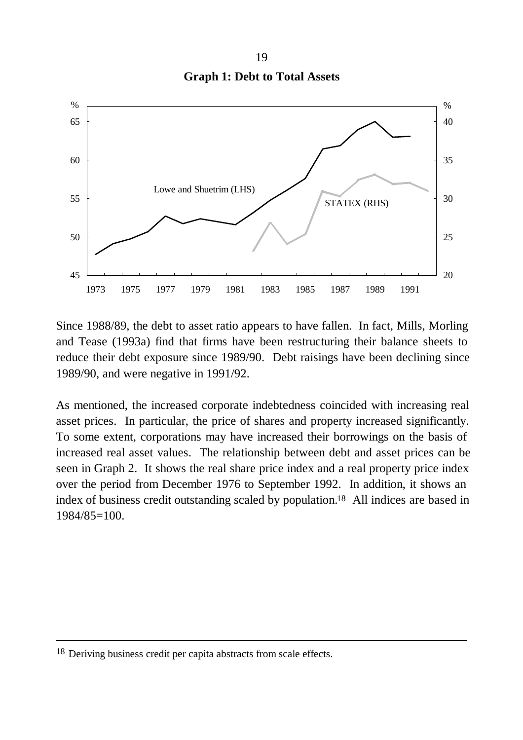**Graph 1: Debt to Total Assets**

Since 1988/89, the debt to asset ratio appears to have fallen. In fact, Mills, Morling and Tease (1993a) find that firms have been restructuring their balance sheets to reduce their debt exposure since 1989/90. Debt raisings have been declining since 1989/90, and were negative in 1991/92.

As mentioned, the increased corporate indebtedness coincided with increasing real asset prices. In particular, the price of shares and property increased significantly. To some extent, corporations may have increased their borrowings on the basis of increased real asset values. The relationship between debt and asset prices can be seen in Graph 2. It shows the real share price index and a real property price index over the period from December 1976 to September 1992. In addition, it shows an index of business credit outstanding scaled by population.[18] All indices are based in 1984/85=100.

---

[18] Deriving business credit per capita abstracts from scale effects.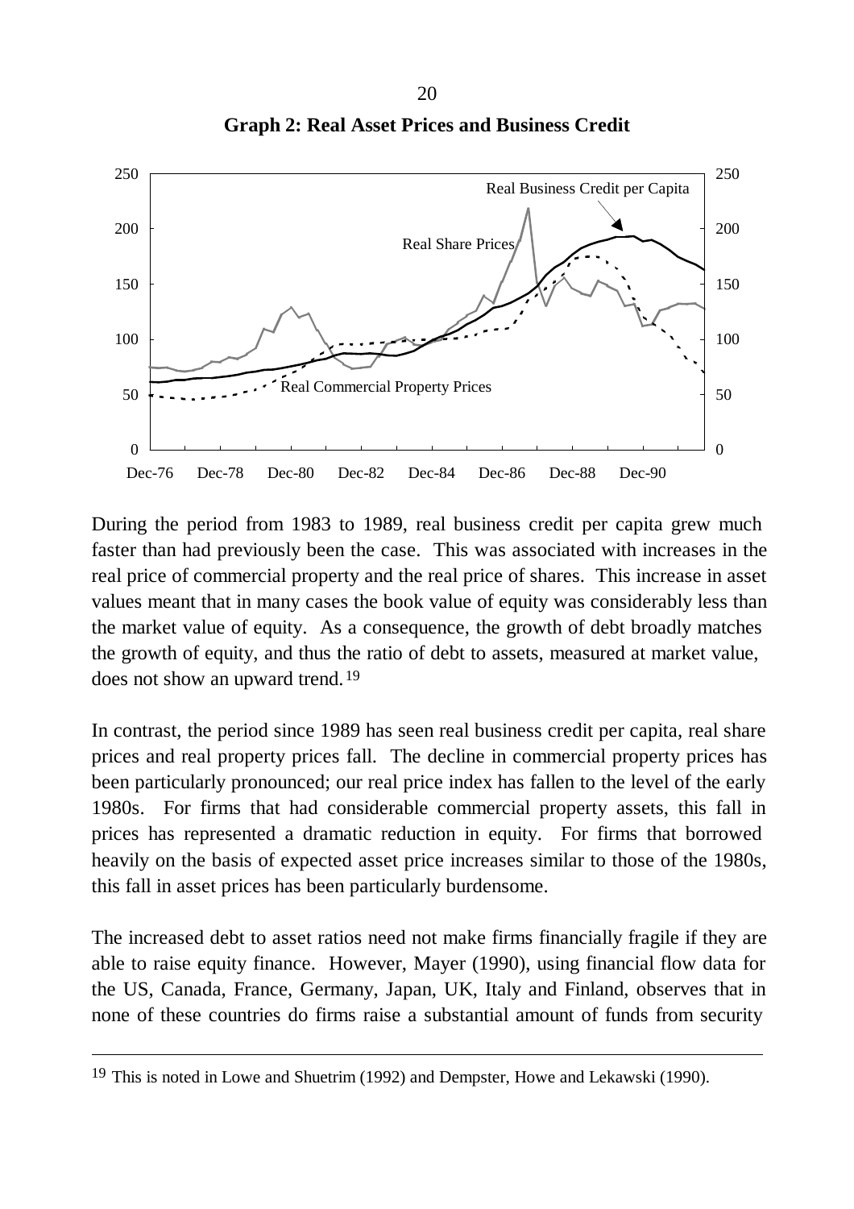**Graph 2: Real Asset Prices and Business Credit**

During the period from 1983 to 1989, real business credit per capita grew much faster than had previously been the case. This was associated with increases in the real price of commercial property and the real price of shares. This increase in asset values meant that in many cases the book value of equity was considerably less than the market value of equity. As a consequence, the growth of debt broadly matches the growth of equity, and thus the ratio of debt to assets, measured at market value, does not show an upward trend.[19]

In contrast, the period since 1989 has seen real business credit per capita, real share prices and real property prices fall. The decline in commercial property prices has been particularly pronounced; our real price index has fallen to the level of the early 1980s. For firms that had considerable commercial property assets, this fall in prices has represented a dramatic reduction in equity. For firms that borrowed heavily on the basis of expected asset price increases similar to those of the 1980s, this fall in asset prices has been particularly burdensome.

The increased debt to asset ratios need not make firms financially fragile if they are able to raise equity finance. However, Mayer (1990), using financial flow data for the US, Canada, France, Germany, Japan, UK, Italy and Finland, observes that in none of these countries do firms raise a substantial amount of funds from security

---

[19] This is noted in Lowe and Shuetrim (1992) and Dempster, Howe and Lekawski (1990).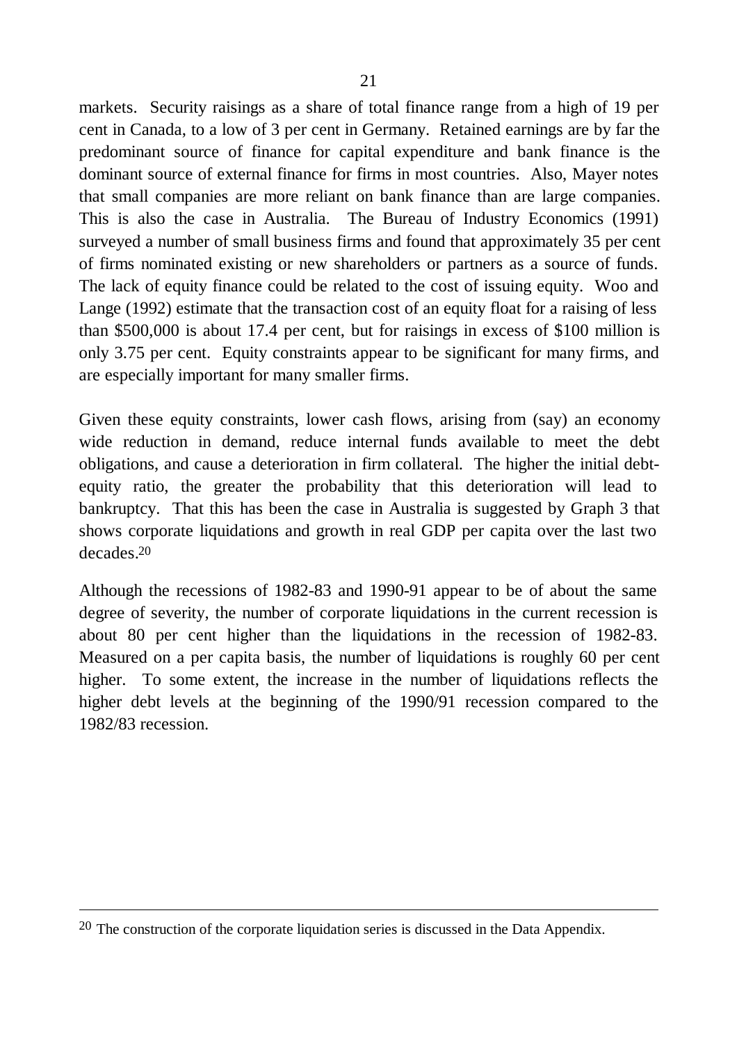markets. Security raisings as a share of total finance range from a high of 19 per cent in Canada, to a low of 3 per cent in Germany. Retained earnings are by far the predominant source of finance for capital expenditure and bank finance is the dominant source of external finance for firms in most countries. Also, Mayer notes that small companies are more reliant on bank finance than are large companies. This is also the case in Australia. The Bureau of Industry Economics (1991) surveyed a number of small business firms and found that approximately 35 per cent of firms nominated existing or new shareholders or partners as a source of funds. The lack of equity finance could be related to the cost of issuing equity. Woo and Lange (1992) estimate that the transaction cost of an equity float for a raising of less than $500,000 is about 17.4 per cent, but for raisings in excess of $100 million is only 3.75 per cent. Equity constraints appear to be significant for many firms, and are especially important for many smaller firms.

Given these equity constraints, lower cash flows, arising from (say) an economy wide reduction in demand, reduce internal funds available to meet the debt obligations, and cause a deterioration in firm collateral. The higher the initial debt-equity ratio, the greater the probability that this deterioration will lead to bankruptcy. That this has been the case in Australia is suggested by Graph 3 that shows corporate liquidations and growth in real GDP per capita over the last two decades.[20]

Although the recessions of 1982-83 and 1990-91 appear to be of about the same degree of severity, the number of corporate liquidations in the current recession is about 80 per cent higher than the liquidations in the recession of 1982-83. Measured on a per capita basis, the number of liquidations is roughly 60 per cent higher. To some extent, the increase in the number of liquidations reflects the higher debt levels at the beginning of the 1990/91 recession compared to the 1982/83 recession.

---

[20] The construction of the corporate liquidation series is discussed in the Data Appendix.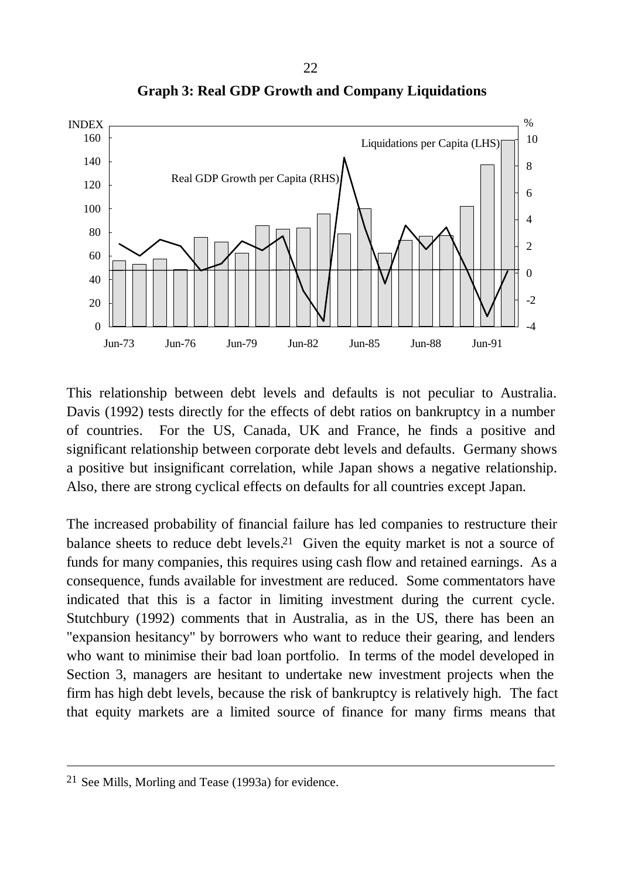**Graph 3: Real GDP Growth and Company Liquidations**

This relationship between debt levels and defaults is not peculiar to Australia. Davis (1992) tests directly for the effects of debt ratios on bankruptcy in a number of countries. For the US, Canada, UK and France, he finds a positive and significant relationship between corporate debt levels and defaults. Germany shows a positive but insignificant correlation, while Japan shows a negative relationship. Also, there are strong cyclical effects on defaults for all countries except Japan.

The increased probability of financial failure has led companies to restructure their balance sheets to reduce debt levels.[21] Given the equity market is not a source of funds for many companies, this requires using cash flow and retained earnings. As a consequence, funds available for investment are reduced. Some commentators have indicated that this is a factor in limiting investment during the current cycle. Stutchbury (1992) comments that in Australia, as in the US, there has been an "expansion hesitancy" by borrowers who want to reduce their gearing, and lenders who want to minimise their bad loan portfolio. In terms of the model developed in Section 3, managers are hesitant to undertake new investment projects when the firm has high debt levels, because the risk of bankruptcy is relatively high. The fact that equity markets are a limited source of finance for many firms means that

---

[21] See Mills, Morling and Tease (1993a) for evidence.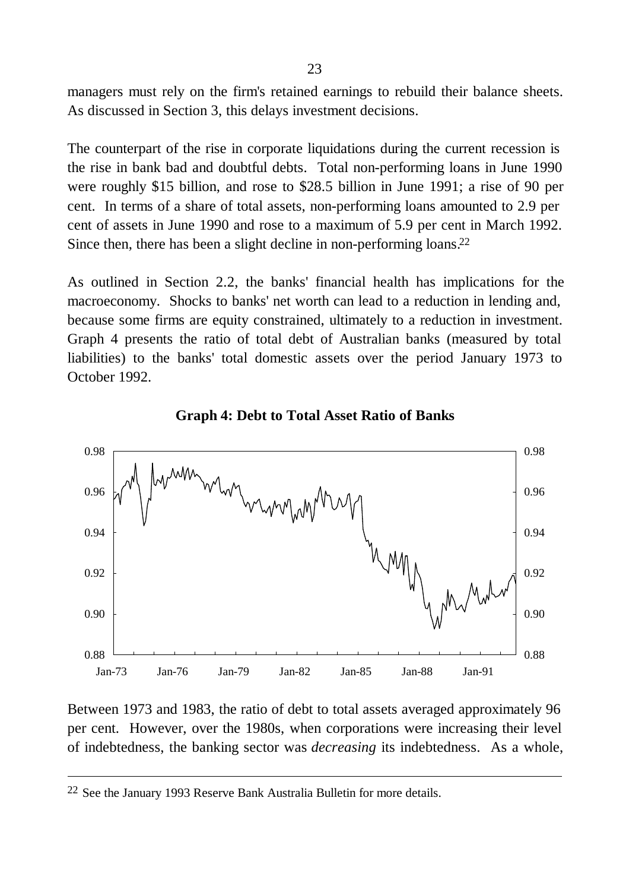managers must rely on the firm's retained earnings to rebuild their balance sheets. As discussed in Section 3, this delays investment decisions.

The counterpart of the rise in corporate liquidations during the current recession is the rise in bank bad and doubtful debts. Total non-performing loans in June 1990 were roughly \$15 billion, and rose to \$28.5 billion in June 1991; a rise of 90 per cent. In terms of a share of total assets, non-performing loans amounted to 2.9 per cent of assets in June 1990 and rose to a maximum of 5.9 per cent in March 1992. Since then, there has been a slight decline in non-performing loans.[22]

As outlined in Section 2.2, the banks' financial health has implications for the macroeconomy. Shocks to banks' net worth can lead to a reduction in lending and, because some firms are equity constrained, ultimately to a reduction in investment. Graph 4 presents the ratio of total debt of Australian banks (measured by total liabilities) to the banks' total domestic assets over the period January 1973 to October 1992.

**Graph 4: Debt to Total Asset Ratio of Banks**

Between 1973 and 1983, the ratio of debt to total assets averaged approximately 96 per cent. However, over the 1980s, when corporations were increasing their level of indebtedness, the banking sector was *decreasing* its indebtedness. As a whole,

[22] See the January 1993 Reserve Bank Australia Bulletin for more details.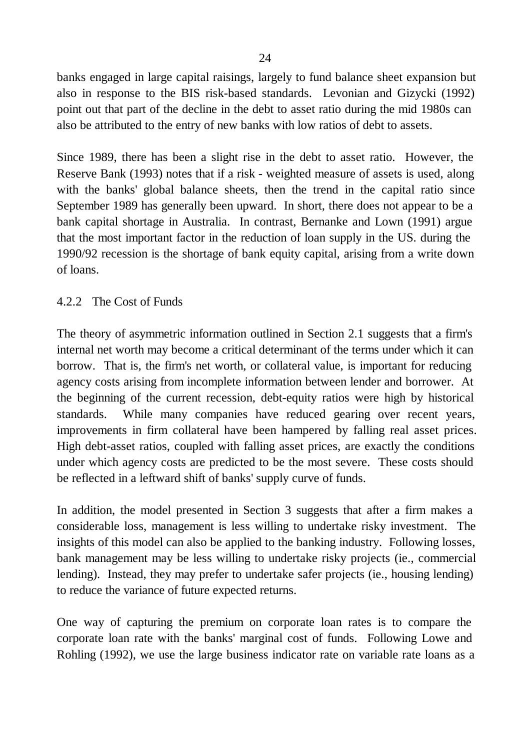banks engaged in large capital raisings, largely to fund balance sheet expansion but also in response to the BIS risk-based standards. Levonian and Gizycki (1992) point out that part of the decline in the debt to asset ratio during the mid 1980s can also be attributed to the entry of new banks with low ratios of debt to assets.

Since 1989, there has been a slight rise in the debt to asset ratio. However, the Reserve Bank (1993) notes that if a risk - weighted measure of assets is used, along with the banks' global balance sheets, then the trend in the capital ratio since September 1989 has generally been upward. In short, there does not appear to be a bank capital shortage in Australia. In contrast, Bernanke and Lown (1991) argue that the most important factor in the reduction of loan supply in the US. during the 1990/92 recession is the shortage of bank equity capital, arising from a write down of loans.

### 4.2.2 The Cost of Funds

The theory of asymmetric information outlined in Section 2.1 suggests that a firm's internal net worth may become a critical determinant of the terms under which it can borrow. That is, the firm's net worth, or collateral value, is important for reducing agency costs arising from incomplete information between lender and borrower. At the beginning of the current recession, debt-equity ratios were high by historical standards. While many companies have reduced gearing over recent years, improvements in firm collateral have been hampered by falling real asset prices. High debt-asset ratios, coupled with falling asset prices, are exactly the conditions under which agency costs are predicted to be the most severe. These costs should be reflected in a leftward shift of banks' supply curve of funds.

In addition, the model presented in Section 3 suggests that after a firm makes a considerable loss, management is less willing to undertake risky investment. The insights of this model can also be applied to the banking industry. Following losses, bank management may be less willing to undertake risky projects (ie., commercial lending). Instead, they may prefer to undertake safer projects (ie., housing lending) to reduce the variance of future expected returns.

One way of capturing the premium on corporate loan rates is to compare the corporate loan rate with the banks' marginal cost of funds. Following Lowe and Rohling (1992), we use the large business indicator rate on variable rate loans as a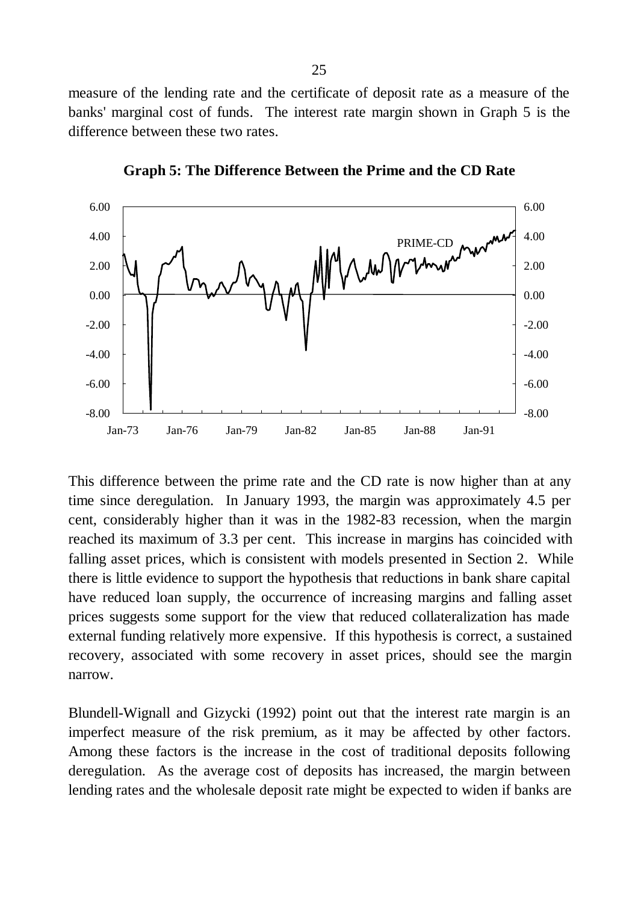measure of the lending rate and the certificate of deposit rate as a measure of the banks' marginal cost of funds. The interest rate margin shown in Graph 5 is the difference between these two rates.

**Graph 5: The Difference Between the Prime and the CD Rate**

This difference between the prime rate and the CD rate is now higher than at any time since deregulation. In January 1993, the margin was approximately 4.5 per cent, considerably higher than it was in the 1982-83 recession, when the margin reached its maximum of 3.3 per cent. This increase in margins has coincided with falling asset prices, which is consistent with models presented in Section 2. While there is little evidence to support the hypothesis that reductions in bank share capital have reduced loan supply, the occurrence of increasing margins and falling asset prices suggests some support for the view that reduced collateralization has made external funding relatively more expensive. If this hypothesis is correct, a sustained recovery, associated with some recovery in asset prices, should see the margin narrow.

Blundell-Wignall and Gizycki (1992) point out that the interest rate margin is an imperfect measure of the risk premium, as it may be affected by other factors. Among these factors is the increase in the cost of traditional deposits following deregulation. As the average cost of deposits has increased, the margin between lending rates and the wholesale deposit rate might be expected to widen if banks are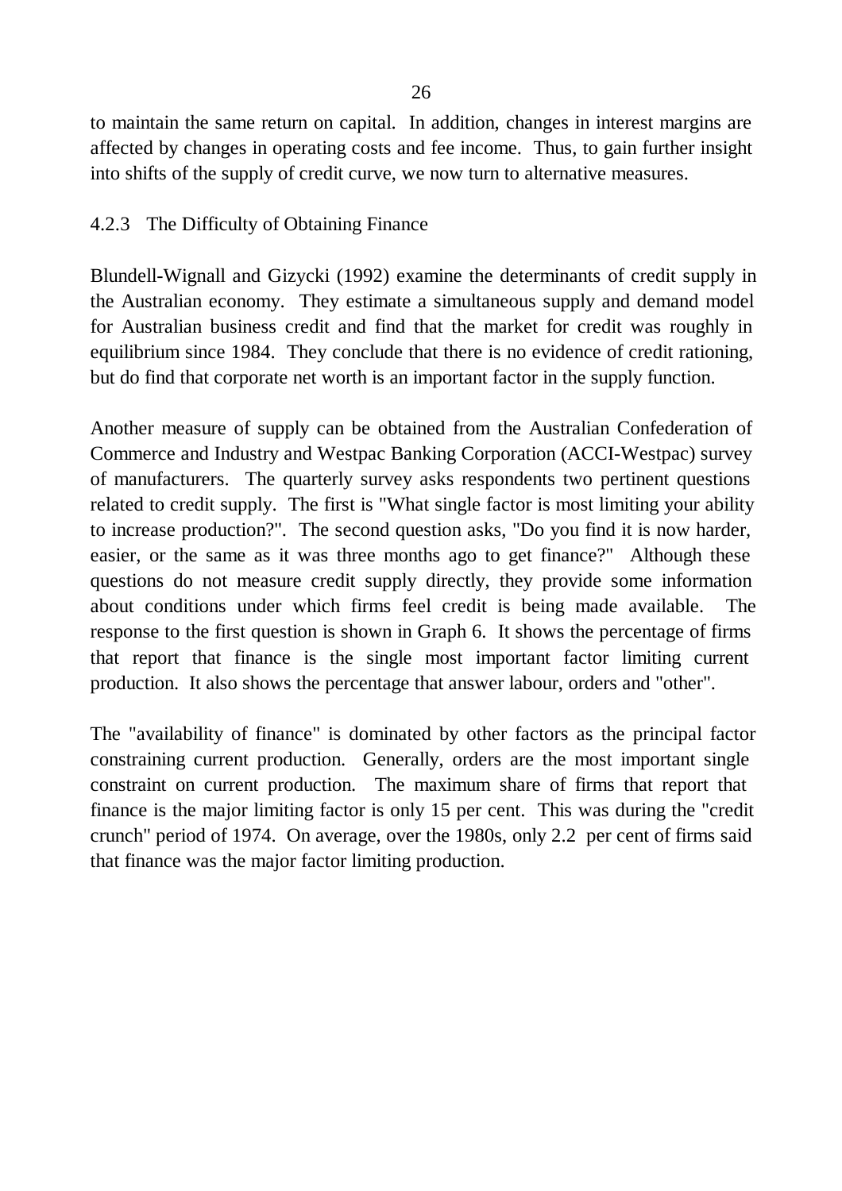to maintain the same return on capital. In addition, changes in interest margins are affected by changes in operating costs and fee income. Thus, to gain further insight into shifts of the supply of credit curve, we now turn to alternative measures.

### 4.2.3 The Difficulty of Obtaining Finance

Blundell-Wignall and Gizycki (1992) examine the determinants of credit supply in the Australian economy. They estimate a simultaneous supply and demand model for Australian business credit and find that the market for credit was roughly in equilibrium since 1984. They conclude that there is no evidence of credit rationing, but do find that corporate net worth is an important factor in the supply function.

Another measure of supply can be obtained from the Australian Confederation of Commerce and Industry and Westpac Banking Corporation (ACCI-Westpac) survey of manufacturers. The quarterly survey asks respondents two pertinent questions related to credit supply. The first is "What single factor is most limiting your ability to increase production?". The second question asks, "Do you find it is now harder, easier, or the same as it was three months ago to get finance?" Although these questions do not measure credit supply directly, they provide some information about conditions under which firms feel credit is being made available. The response to the first question is shown in Graph 6. It shows the percentage of firms that report that finance is the single most important factor limiting current production. It also shows the percentage that answer labour, orders and "other".

The "availability of finance" is dominated by other factors as the principal factor constraining current production. Generally, orders are the most important single constraint on current production. The maximum share of firms that report that finance is the major limiting factor is only 15 per cent. This was during the "credit crunch" period of 1974. On average, over the 1980s, only 2.2 per cent of firms said that finance was the major factor limiting production.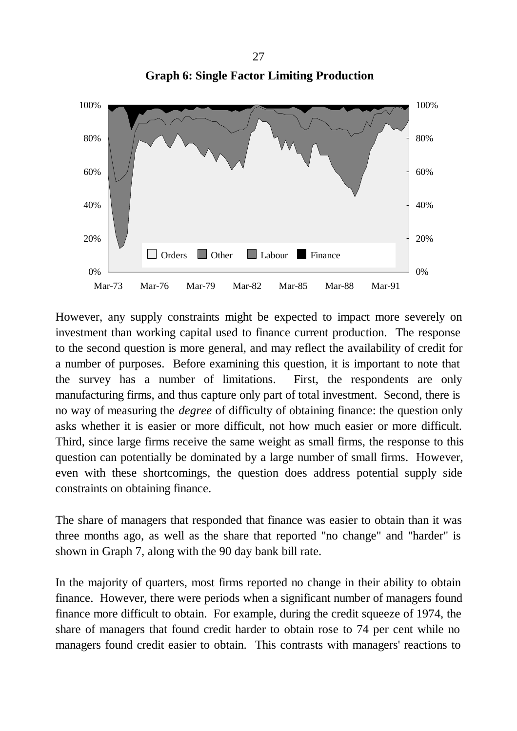**Graph 6: Single Factor Limiting Production**

However, any supply constraints might be expected to impact more severely on investment than working capital used to finance current production. The response to the second question is more general, and may reflect the availability of credit for a number of purposes. Before examining this question, it is important to note that the survey has a number of limitations. First, the respondents are only manufacturing firms, and thus capture only part of total investment. Second, there is no way of measuring the *degree* of difficulty of obtaining finance: the question only asks whether it is easier or more difficult, not how much easier or more difficult. Third, since large firms receive the same weight as small firms, the response to this question can potentially be dominated by a large number of small firms. However, even with these shortcomings, the question does address potential supply side constraints on obtaining finance.

The share of managers that responded that finance was easier to obtain than it was three months ago, as well as the share that reported "no change" and "harder" is shown in Graph 7, along with the 90 day bank bill rate.

In the majority of quarters, most firms reported no change in their ability to obtain finance. However, there were periods when a significant number of managers found finance more difficult to obtain. For example, during the credit squeeze of 1974, the share of managers that found credit harder to obtain rose to 74 per cent while no managers found credit easier to obtain. This contrasts with managers' reactions to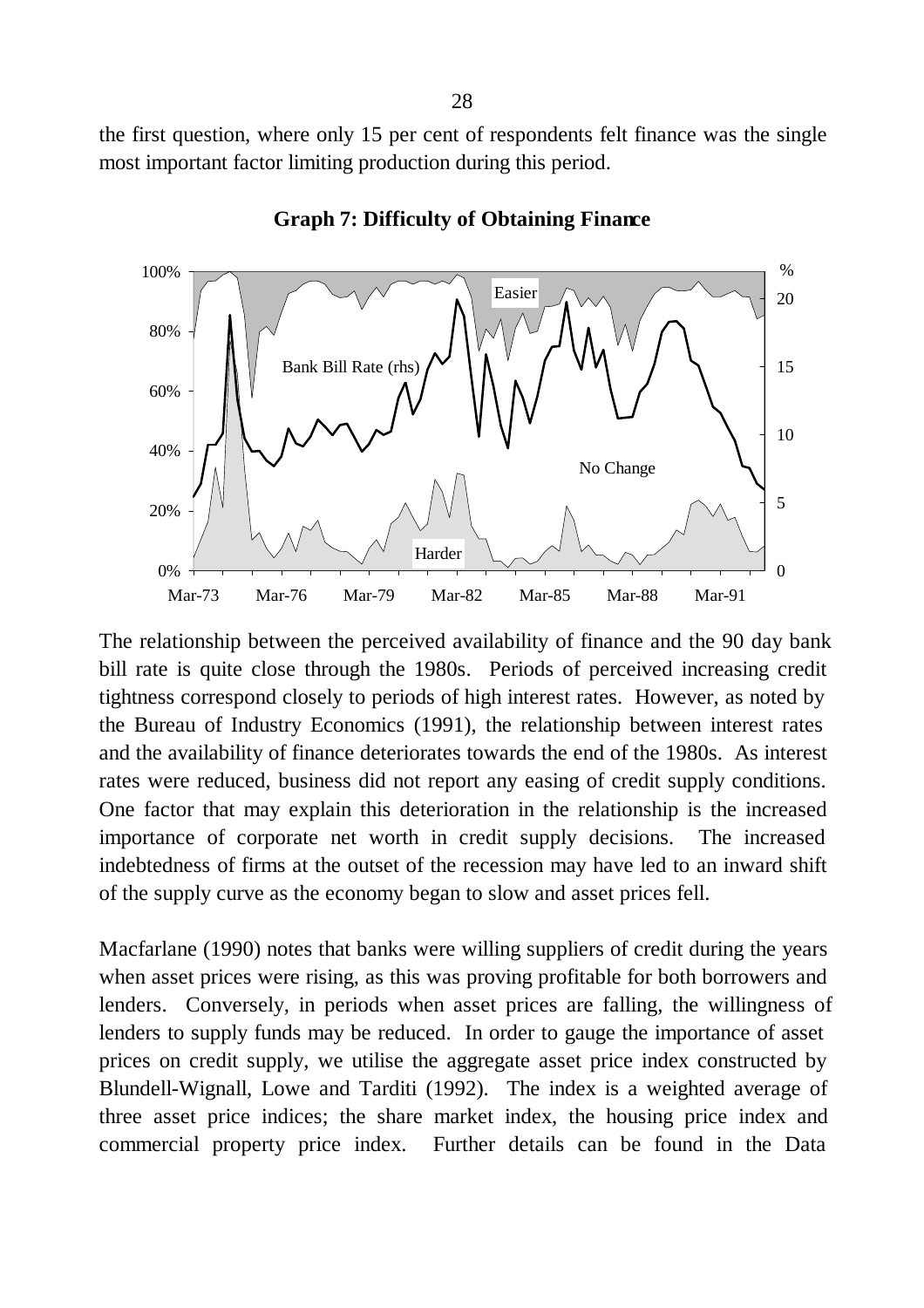the first question, where only 15 per cent of respondents felt finance was the single most important factor limiting production during this period.

**Graph 7: Difficulty of Obtaining Finance**

The relationship between the perceived availability of finance and the 90 day bank bill rate is quite close through the 1980s. Periods of perceived increasing credit tightness correspond closely to periods of high interest rates. However, as noted by the Bureau of Industry Economics (1991), the relationship between interest rates and the availability of finance deteriorates towards the end of the 1980s. As interest rates were reduced, business did not report any easing of credit supply conditions. One factor that may explain this deterioration in the relationship is the increased importance of corporate net worth in credit supply decisions. The increased indebtedness of firms at the outset of the recession may have led to an inward shift of the supply curve as the economy began to slow and asset prices fell.

Macfarlane (1990) notes that banks were willing suppliers of credit during the years when asset prices were rising, as this was proving profitable for both borrowers and lenders. Conversely, in periods when asset prices are falling, the willingness of lenders to supply funds may be reduced. In order to gauge the importance of asset prices on credit supply, we utilise the aggregate asset price index constructed by Blundell-Wignall, Lowe and Tarditi (1992). The index is a weighted average of three asset price indices; the share market index, the housing price index and commercial property price index. Further details can be found in the Data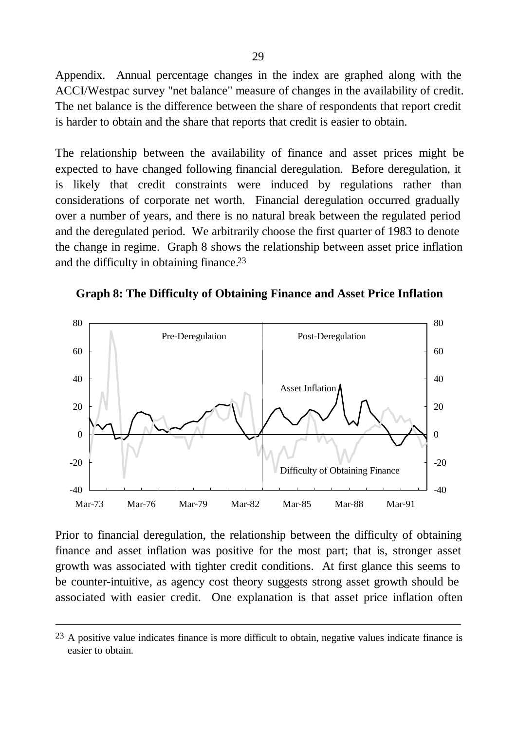Appendix. Annual percentage changes in the index are graphed along with the ACCI/Westpac survey "net balance" measure of changes in the availability of credit. The net balance is the difference between the share of respondents that report credit is harder to obtain and the share that reports that credit is easier to obtain.

The relationship between the availability of finance and asset prices might be expected to have changed following financial deregulation. Before deregulation, it is likely that credit constraints were induced by regulations rather than considerations of corporate net worth. Financial deregulation occurred gradually over a number of years, and there is no natural break between the regulated period and the deregulated period. We arbitrarily choose the first quarter of 1983 to denote the change in regime. Graph 8 shows the relationship between asset price inflation and the difficulty in obtaining finance.[23]

**Graph 8: The Difficulty of Obtaining Finance and Asset Price Inflation**

Prior to financial deregulation, the relationship between the difficulty of obtaining finance and asset inflation was positive for the most part; that is, stronger asset growth was associated with tighter credit conditions. At first glance this seems to be counter-intuitive, as agency cost theory suggests strong asset growth should be associated with easier credit. One explanation is that asset price inflation often

---

[23] A positive value indicates finance is more difficult to obtain, negative values indicate finance is easier to obtain.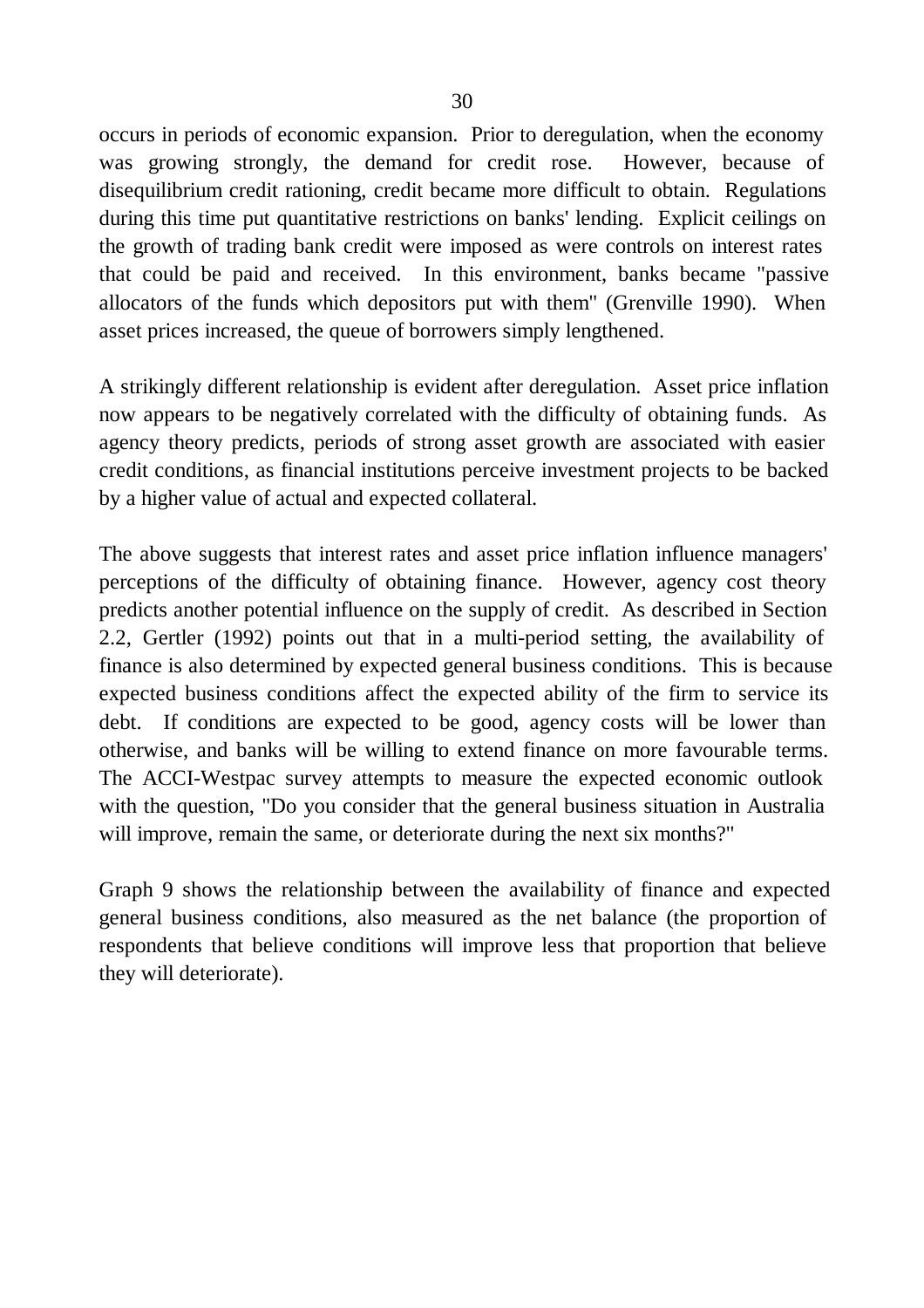occurs in periods of economic expansion. Prior to deregulation, when the economy was growing strongly, the demand for credit rose. However, because of disequilibrium credit rationing, credit became more difficult to obtain. Regulations during this time put quantitative restrictions on banks' lending. Explicit ceilings on the growth of trading bank credit were imposed as were controls on interest rates that could be paid and received. In this environment, banks became "passive allocators of the funds which depositors put with them" (Grenville 1990). When asset prices increased, the queue of borrowers simply lengthened.

A strikingly different relationship is evident after deregulation. Asset price inflation now appears to be negatively correlated with the difficulty of obtaining funds. As agency theory predicts, periods of strong asset growth are associated with easier credit conditions, as financial institutions perceive investment projects to be backed by a higher value of actual and expected collateral.

The above suggests that interest rates and asset price inflation influence managers' perceptions of the difficulty of obtaining finance. However, agency cost theory predicts another potential influence on the supply of credit. As described in Section 2.2, Gertler (1992) points out that in a multi-period setting, the availability of finance is also determined by expected general business conditions. This is because expected business conditions affect the expected ability of the firm to service its debt. If conditions are expected to be good, agency costs will be lower than otherwise, and banks will be willing to extend finance on more favourable terms. The ACCI-Westpac survey attempts to measure the expected economic outlook with the question, "Do you consider that the general business situation in Australia will improve, remain the same, or deteriorate during the next six months?"

Graph 9 shows the relationship between the availability of finance and expected general business conditions, also measured as the net balance (the proportion of respondents that believe conditions will improve less that proportion that believe they will deteriorate).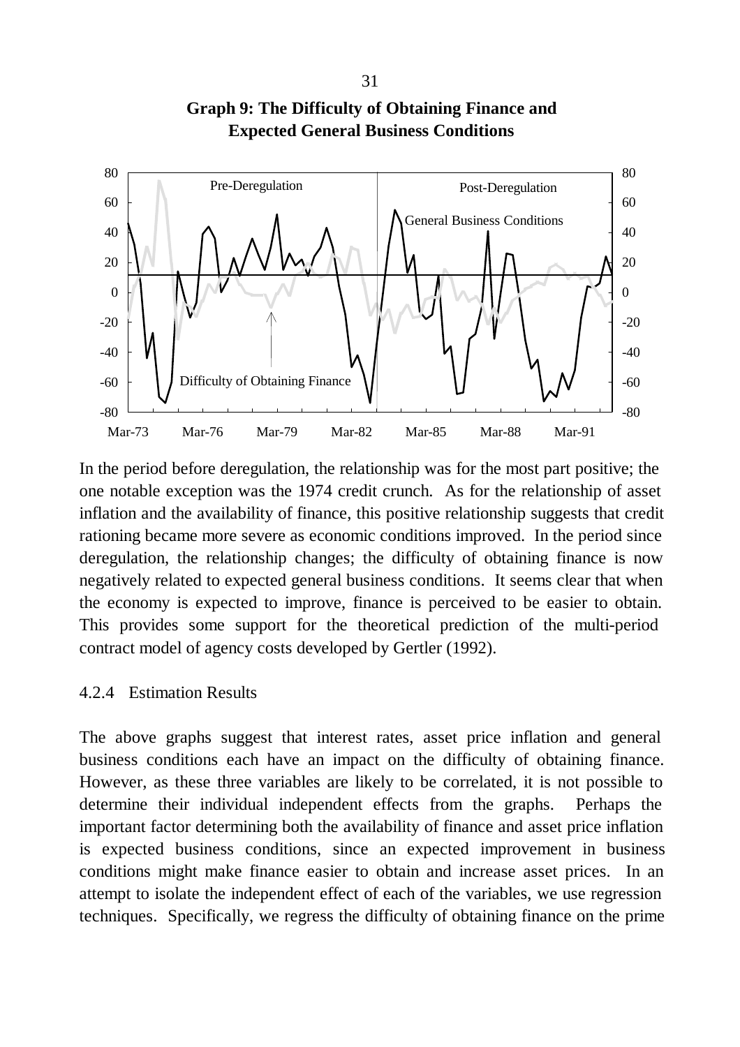**Graph 9: The Difficulty of Obtaining Finance and Expected General Business Conditions**

In the period before deregulation, the relationship was for the most part positive; the one notable exception was the 1974 credit crunch. As for the relationship of asset inflation and the availability of finance, this positive relationship suggests that credit rationing became more severe as economic conditions improved. In the period since deregulation, the relationship changes; the difficulty of obtaining finance is now negatively related to expected general business conditions. It seems clear that when the economy is expected to improve, finance is perceived to be easier to obtain. This provides some support for the theoretical prediction of the multi-period contract model of agency costs developed by Gertler (1992).

### 4.2.4 Estimation Results

The above graphs suggest that interest rates, asset price inflation and general business conditions each have an impact on the difficulty of obtaining finance. However, as these three variables are likely to be correlated, it is not possible to determine their individual independent effects from the graphs. Perhaps the important factor determining both the availability of finance and asset price inflation is expected business conditions, since an expected improvement in business conditions might make finance easier to obtain and increase asset prices. In an attempt to isolate the independent effect of each of the variables, we use regression techniques. Specifically, we regress the difficulty of obtaining finance on the prime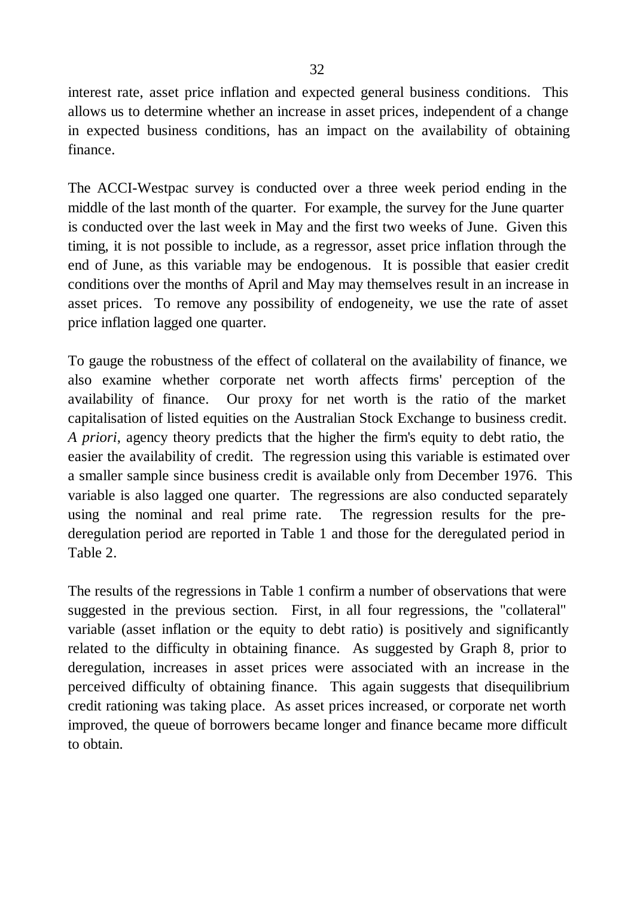interest rate, asset price inflation and expected general business conditions. This allows us to determine whether an increase in asset prices, independent of a change in expected business conditions, has an impact on the availability of obtaining finance.

The ACCI-Westpac survey is conducted over a three week period ending in the middle of the last month of the quarter. For example, the survey for the June quarter is conducted over the last week in May and the first two weeks of June. Given this timing, it is not possible to include, as a regressor, asset price inflation through the end of June, as this variable may be endogenous. It is possible that easier credit conditions over the months of April and May may themselves result in an increase in asset prices. To remove any possibility of endogeneity, we use the rate of asset price inflation lagged one quarter.

To gauge the robustness of the effect of collateral on the availability of finance, we also examine whether corporate net worth affects firms' perception of the availability of finance. Our proxy for net worth is the ratio of the market capitalisation of listed equities on the Australian Stock Exchange to business credit. *A priori*, agency theory predicts that the higher the firm's equity to debt ratio, the easier the availability of credit. The regression using this variable is estimated over a smaller sample since business credit is available only from December 1976. This variable is also lagged one quarter. The regressions are also conducted separately using the nominal and real prime rate. The regression results for the pre-deregulation period are reported in Table 1 and those for the deregulated period in Table 2.

The results of the regressions in Table 1 confirm a number of observations that were suggested in the previous section. First, in all four regressions, the "collateral" variable (asset inflation or the equity to debt ratio) is positively and significantly related to the difficulty in obtaining finance. As suggested by Graph 8, prior to deregulation, increases in asset prices were associated with an increase in the perceived difficulty of obtaining finance. This again suggests that disequilibrium credit rationing was taking place. As asset prices increased, or corporate net worth improved, the queue of borrowers became longer and finance became more difficult to obtain.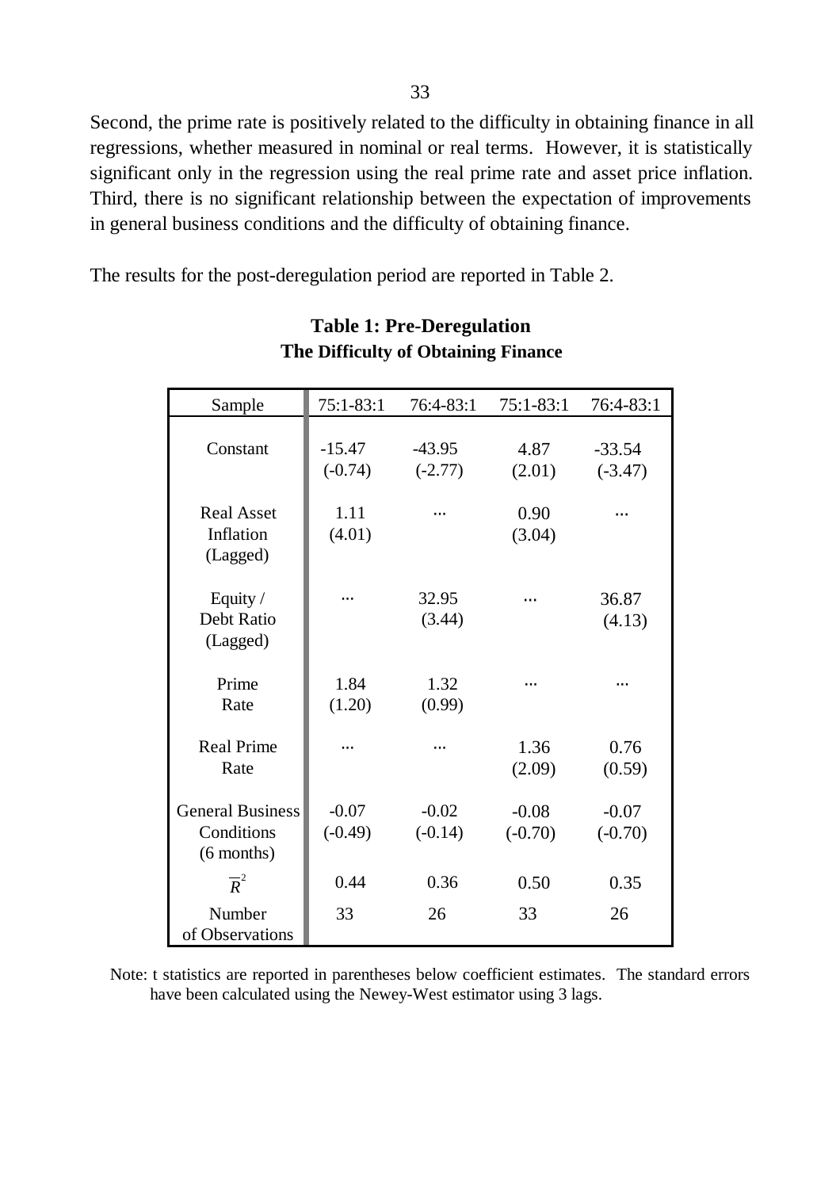Second, the prime rate is positively related to the difficulty in obtaining finance in all regressions, whether measured in nominal or real terms. However, it is statistically significant only in the regression using the real prime rate and asset price inflation. Third, there is no significant relationship between the expectation of improvements in general business conditions and the difficulty of obtaining finance.

The results for the post-deregulation period are reported in Table 2.

**Table 1: Pre-Deregulation**
**The Difficulty of Obtaining Finance**

| Sample | 75:1-83:1 | 76:4-83:1 | 75:1-83:1 | 76:4-83:1 |
|---|---|---|---|---|
| Constant | -15.47 (-0.74) | -43.95 (-2.77) | 4.87 (2.01) | -33.54 (-3.47) |
| Real Asset Inflation (Lagged) | 1.11 (4.01) | ... | 0.90 (3.04) | ... |
| Equity / Debt Ratio (Lagged) | ... | 32.95 (3.44) | ... | 36.87 (4.13) |
| Prime Rate | 1.84 (1.20) | 1.32 (0.99) | ... | ... |
| Real Prime Rate | ... | ... | 1.36 (2.09) | 0.76 (0.59) |
| General Business Conditions (6 months) | -0.07 (-0.49) | -0.02 (-0.14) | -0.08 (-0.70) | -0.07 (-0.70) |
| $\overline{R}^2$ | 0.44 | 0.36 | 0.50 | 0.35 |
| Number of Observations | 33 | 26 | 33 | 26 |

Note: t statistics are reported in parentheses below coefficient estimates. The standard errors have been calculated using the Newey-West estimator using 3 lags.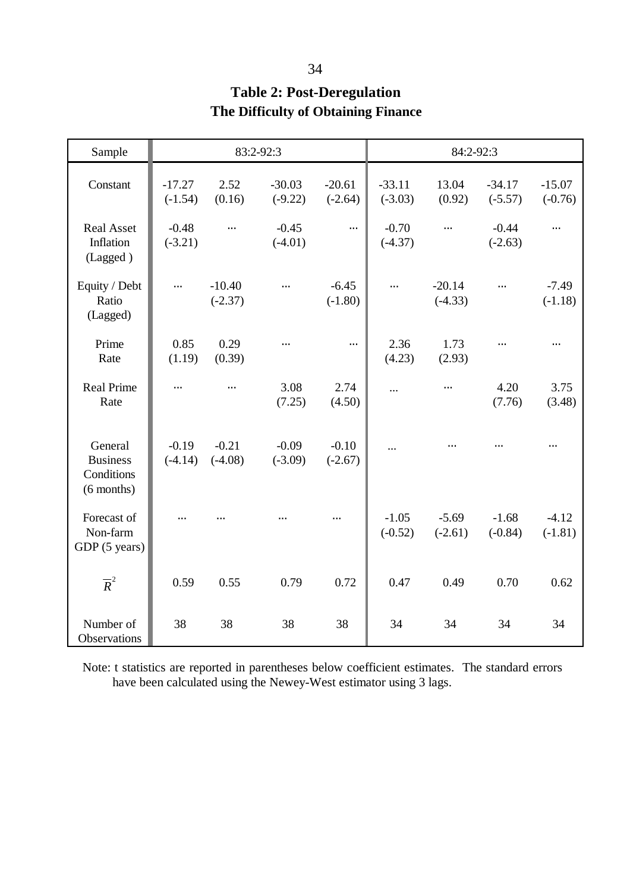**Table 2: Post-Deregulation**
**The Difficulty of Obtaining Finance**

| Sample | 83:2-92:3 | | | | 84:2-92:3 | | | |
|---|---|---|---|---|---|---|---|---|
| Constant | -17.27<br>(-1.54) | 2.52<br>(0.16) | -30.03<br>(-9.22) | -20.61<br>(-2.64) | -33.11<br>(-3.03) | 13.04<br>(0.92) | -34.17<br>(-5.57) | -15.07<br>(-0.76) |
| Real Asset Inflation (Lagged ) | -0.48<br>(-3.21) | ... | -0.45<br>(-4.01) | ... | -0.70<br>(-4.37) | ... | -0.44<br>(-2.63) | ... |
| Equity / Debt Ratio (Lagged) | ... | -10.40<br>(-2.37) | ... | -6.45<br>(-1.80) | ... | -20.14<br>(-4.33) | ... | -7.49<br>(-1.18) |
| Prime Rate | 0.85<br>(1.19) | 0.29<br>(0.39) | ... | ... | 2.36<br>(4.23) | 1.73<br>(2.93) | ... | ... |
| Real Prime Rate | ... | ... | 3.08<br>(7.25) | 2.74<br>(4.50) | ... | ... | 4.20<br>(7.76) | 3.75<br>(3.48) |
| General Business Conditions (6 months) | -0.19<br>(-4.14) | -0.21<br>(-4.08) | -0.09<br>(-3.09) | -0.10<br>(-2.67) | ... | ... | ... | ... |
| Forecast of Non-farm GDP (5 years) | ... | ... | ... | ... | -1.05<br>(-0.52) | -5.69<br>(-2.61) | -1.68<br>(-0.84) | -4.12<br>(-1.81) |
| $\overline{R}^2$ | 0.59 | 0.55 | 0.79 | 0.72 | 0.47 | 0.49 | 0.70 | 0.62 |
| Number of Observations | 38 | 38 | 38 | 38 | 34 | 34 | 34 | 34 |

Note: t statistics are reported in parentheses below coefficient estimates. The standard errors have been calculated using the Newey-West estimator using 3 lags.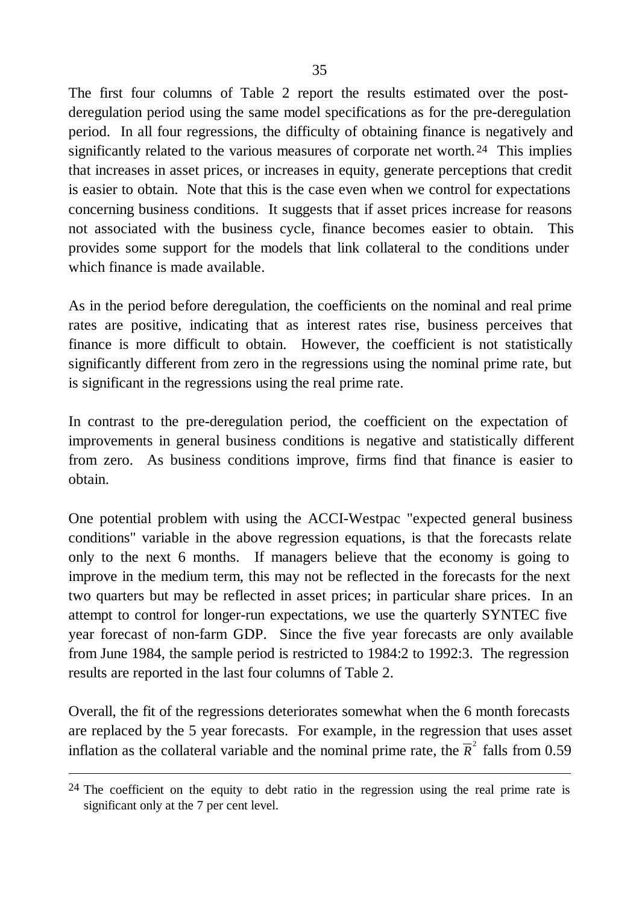The first four columns of Table 2 report the results estimated over the post-deregulation period using the same model specifications as for the pre-deregulation period. In all four regressions, the difficulty of obtaining finance is negatively and significantly related to the various measures of corporate net worth.[24] This implies that increases in asset prices, or increases in equity, generate perceptions that credit is easier to obtain. Note that this is the case even when we control for expectations concerning business conditions. It suggests that if asset prices increase for reasons not associated with the business cycle, finance becomes easier to obtain. This provides some support for the models that link collateral to the conditions under which finance is made available.

As in the period before deregulation, the coefficients on the nominal and real prime rates are positive, indicating that as interest rates rise, business perceives that finance is more difficult to obtain. However, the coefficient is not statistically significantly different from zero in the regressions using the nominal prime rate, but is significant in the regressions using the real prime rate.

In contrast to the pre-deregulation period, the coefficient on the expectation of improvements in general business conditions is negative and statistically different from zero. As business conditions improve, firms find that finance is easier to obtain.

One potential problem with using the ACCI-Westpac "expected general business conditions" variable in the above regression equations, is that the forecasts relate only to the next 6 months. If managers believe that the economy is going to improve in the medium term, this may not be reflected in the forecasts for the next two quarters but may be reflected in asset prices; in particular share prices. In an attempt to control for longer-run expectations, we use the quarterly SYNTEC five year forecast of non-farm GDP. Since the five year forecasts are only available from June 1984, the sample period is restricted to 1984:2 to 1992:3. The regression results are reported in the last four columns of Table 2.

Overall, the fit of the regressions deteriorates somewhat when the 6 month forecasts are replaced by the 5 year forecasts. For example, in the regression that uses asset inflation as the collateral variable and the nominal prime rate, the $\overline{R}^2$ falls from 0.59

---

[24] The coefficient on the equity to debt ratio in the regression using the real prime rate is significant only at the 7 per cent level.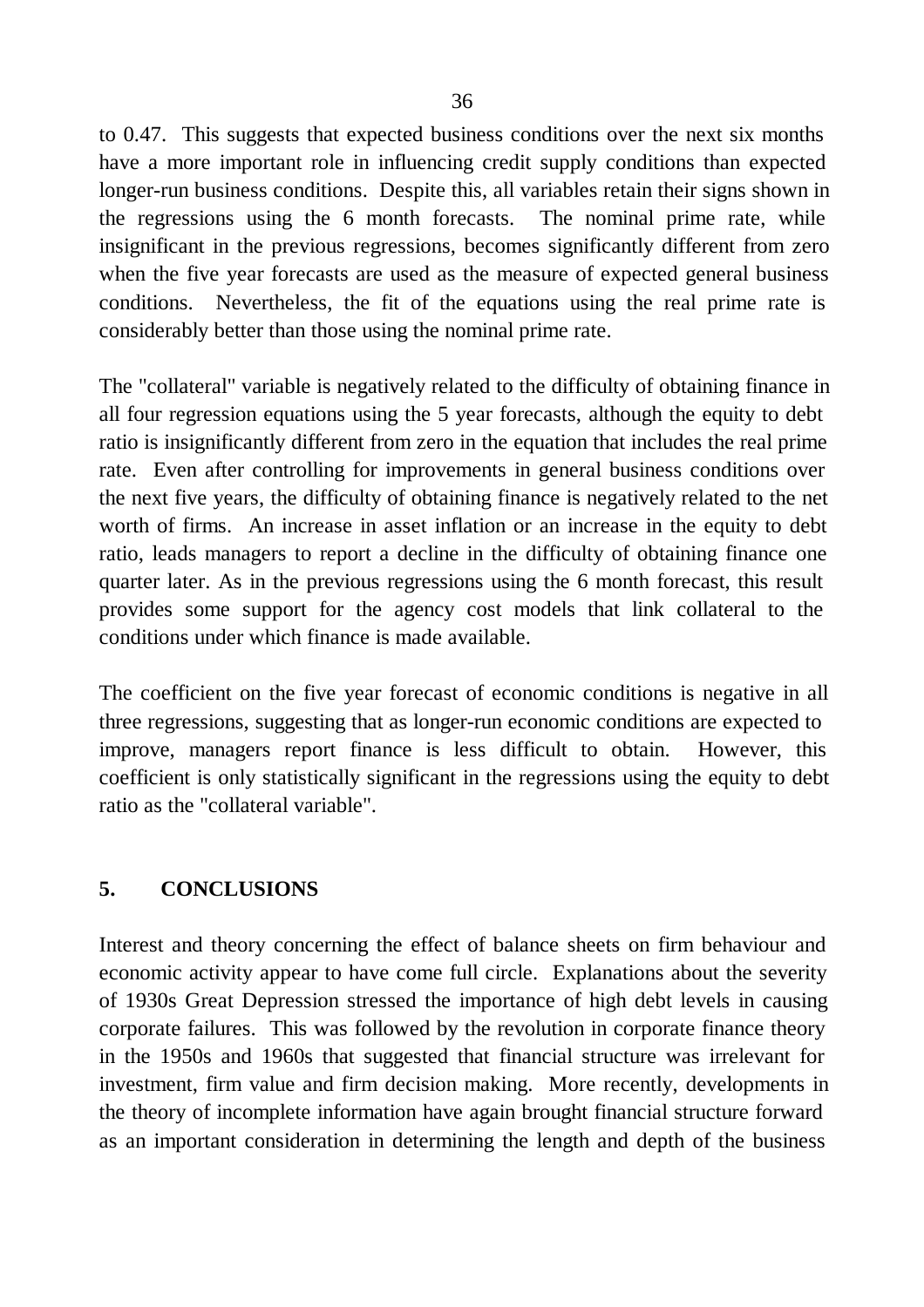to 0.47. This suggests that expected business conditions over the next six months have a more important role in influencing credit supply conditions than expected longer-run business conditions. Despite this, all variables retain their signs shown in the regressions using the 6 month forecasts. The nominal prime rate, while insignificant in the previous regressions, becomes significantly different from zero when the five year forecasts are used as the measure of expected general business conditions. Nevertheless, the fit of the equations using the real prime rate is considerably better than those using the nominal prime rate.

The "collateral" variable is negatively related to the difficulty of obtaining finance in all four regression equations using the 5 year forecasts, although the equity to debt ratio is insignificantly different from zero in the equation that includes the real prime rate. Even after controlling for improvements in general business conditions over the next five years, the difficulty of obtaining finance is negatively related to the net worth of firms. An increase in asset inflation or an increase in the equity to debt ratio, leads managers to report a decline in the difficulty of obtaining finance one quarter later. As in the previous regressions using the 6 month forecast, this result provides some support for the agency cost models that link collateral to the conditions under which finance is made available.

The coefficient on the five year forecast of economic conditions is negative in all three regressions, suggesting that as longer-run economic conditions are expected to improve, managers report finance is less difficult to obtain. However, this coefficient is only statistically significant in the regressions using the equity to debt ratio as the "collateral variable".

## 5. CONCLUSIONS

Interest and theory concerning the effect of balance sheets on firm behaviour and economic activity appear to have come full circle. Explanations about the severity of 1930s Great Depression stressed the importance of high debt levels in causing corporate failures. This was followed by the revolution in corporate finance theory in the 1950s and 1960s that suggested that financial structure was irrelevant for investment, firm value and firm decision making. More recently, developments in the theory of incomplete information have again brought financial structure forward as an important consideration in determining the length and depth of the business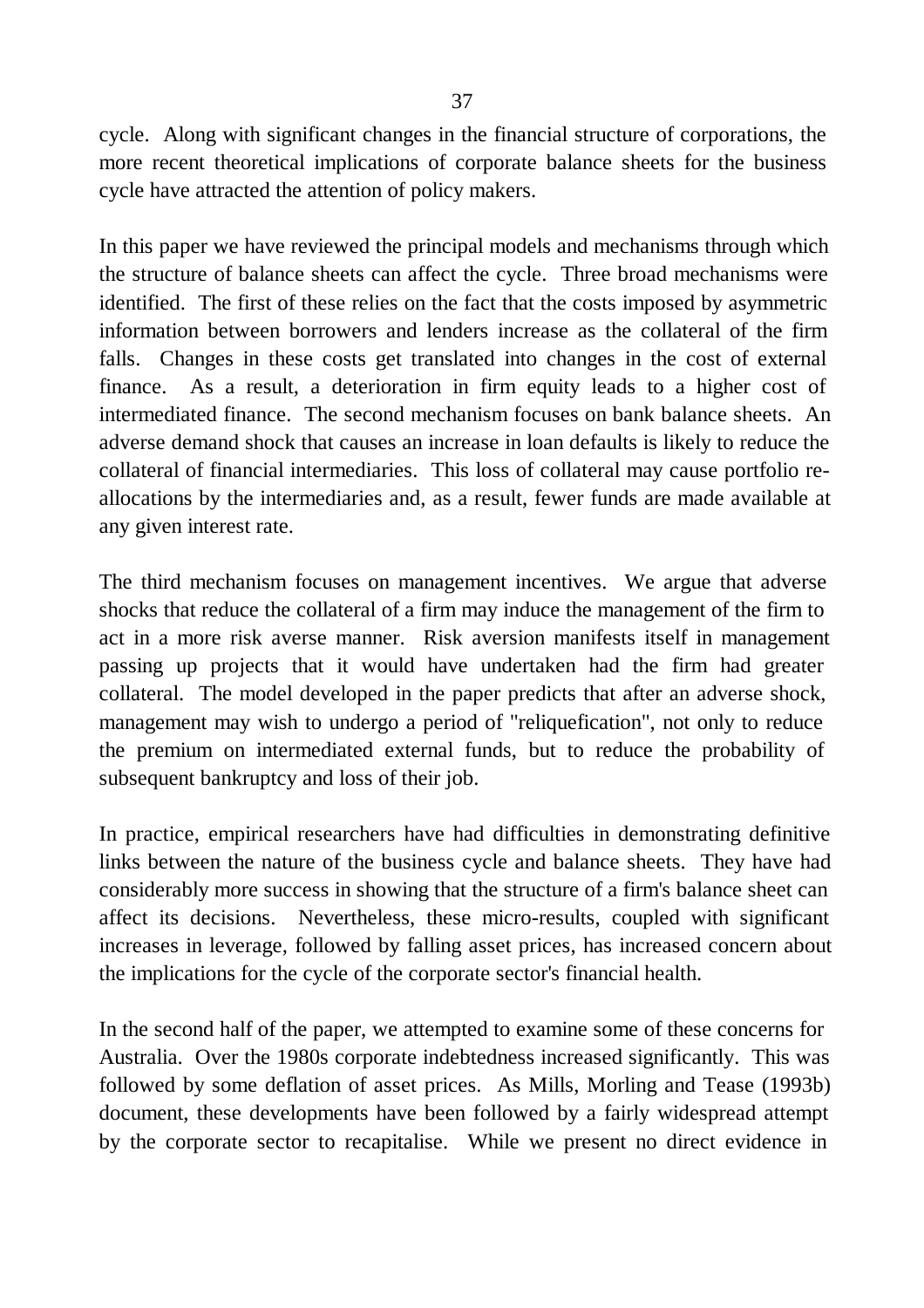cycle. Along with significant changes in the financial structure of corporations, the more recent theoretical implications of corporate balance sheets for the business cycle have attracted the attention of policy makers.

In this paper we have reviewed the principal models and mechanisms through which the structure of balance sheets can affect the cycle. Three broad mechanisms were identified. The first of these relies on the fact that the costs imposed by asymmetric information between borrowers and lenders increase as the collateral of the firm falls. Changes in these costs get translated into changes in the cost of external finance. As a result, a deterioration in firm equity leads to a higher cost of intermediated finance. The second mechanism focuses on bank balance sheets. An adverse demand shock that causes an increase in loan defaults is likely to reduce the collateral of financial intermediaries. This loss of collateral may cause portfolio re-allocations by the intermediaries and, as a result, fewer funds are made available at any given interest rate.

The third mechanism focuses on management incentives. We argue that adverse shocks that reduce the collateral of a firm may induce the management of the firm to act in a more risk averse manner. Risk aversion manifests itself in management passing up projects that it would have undertaken had the firm had greater collateral. The model developed in the paper predicts that after an adverse shock, management may wish to undergo a period of "reliquefication", not only to reduce the premium on intermediated external funds, but to reduce the probability of subsequent bankruptcy and loss of their job.

In practice, empirical researchers have had difficulties in demonstrating definitive links between the nature of the business cycle and balance sheets. They have had considerably more success in showing that the structure of a firm's balance sheet can affect its decisions. Nevertheless, these micro-results, coupled with significant increases in leverage, followed by falling asset prices, has increased concern about the implications for the cycle of the corporate sector's financial health.

In the second half of the paper, we attempted to examine some of these concerns for Australia. Over the 1980s corporate indebtedness increased significantly. This was followed by some deflation of asset prices. As Mills, Morling and Tease (1993b) document, these developments have been followed by a fairly widespread attempt by the corporate sector to recapitalise. While we present no direct evidence in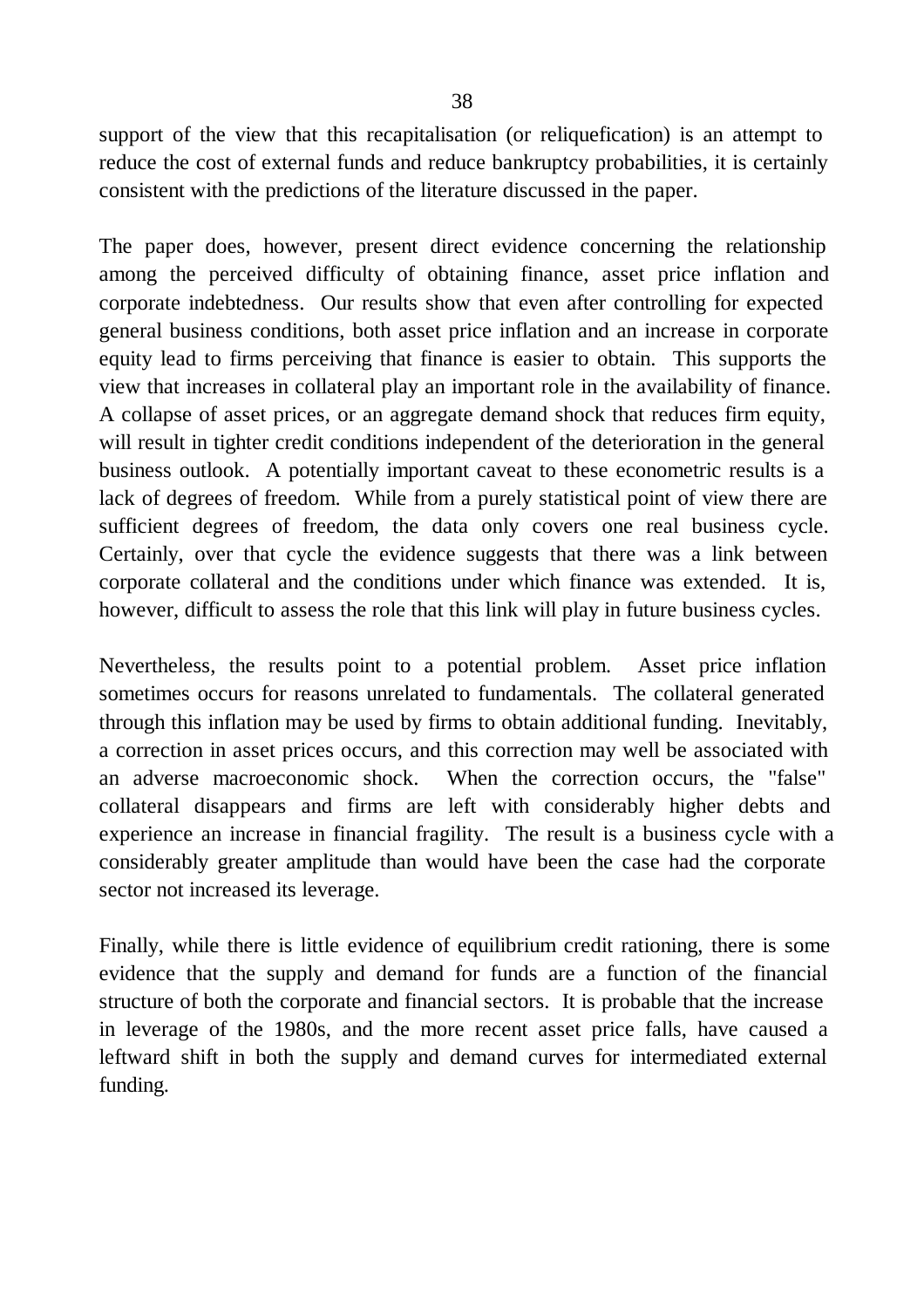support of the view that this recapitalisation (or reliquefication) is an attempt to reduce the cost of external funds and reduce bankruptcy probabilities, it is certainly consistent with the predictions of the literature discussed in the paper.

The paper does, however, present direct evidence concerning the relationship among the perceived difficulty of obtaining finance, asset price inflation and corporate indebtedness. Our results show that even after controlling for expected general business conditions, both asset price inflation and an increase in corporate equity lead to firms perceiving that finance is easier to obtain. This supports the view that increases in collateral play an important role in the availability of finance. A collapse of asset prices, or an aggregate demand shock that reduces firm equity, will result in tighter credit conditions independent of the deterioration in the general business outlook. A potentially important caveat to these econometric results is a lack of degrees of freedom. While from a purely statistical point of view there are sufficient degrees of freedom, the data only covers one real business cycle. Certainly, over that cycle the evidence suggests that there was a link between corporate collateral and the conditions under which finance was extended. It is, however, difficult to assess the role that this link will play in future business cycles.

Nevertheless, the results point to a potential problem. Asset price inflation sometimes occurs for reasons unrelated to fundamentals. The collateral generated through this inflation may be used by firms to obtain additional funding. Inevitably, a correction in asset prices occurs, and this correction may well be associated with an adverse macroeconomic shock. When the correction occurs, the "false" collateral disappears and firms are left with considerably higher debts and experience an increase in financial fragility. The result is a business cycle with a considerably greater amplitude than would have been the case had the corporate sector not increased its leverage.

Finally, while there is little evidence of equilibrium credit rationing, there is some evidence that the supply and demand for funds are a function of the financial structure of both the corporate and financial sectors. It is probable that the increase in leverage of the 1980s, and the more recent asset price falls, have caused a leftward shift in both the supply and demand curves for intermediated external funding.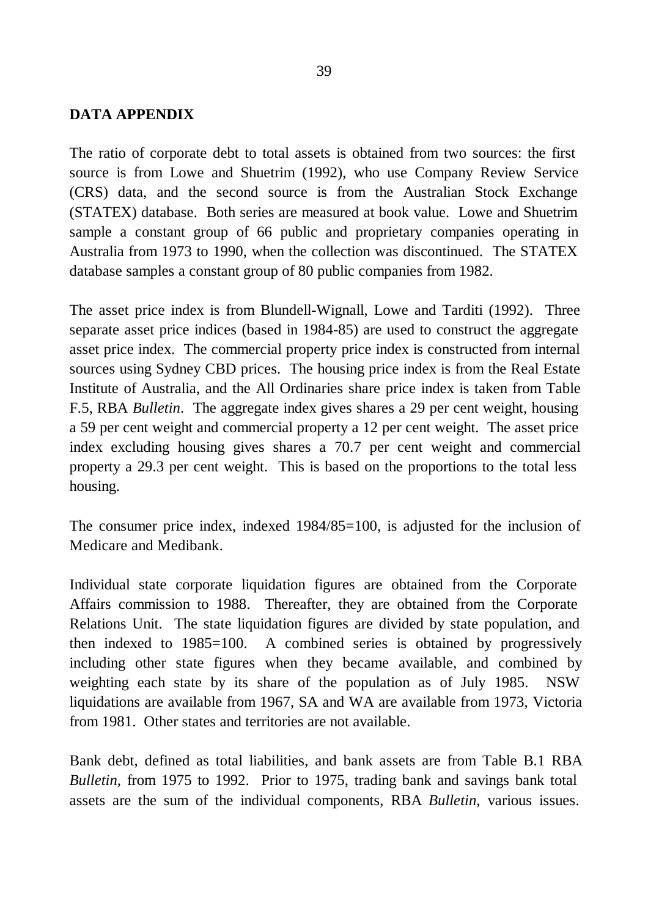## DATA APPENDIX

The ratio of corporate debt to total assets is obtained from two sources: the first source is from Lowe and Shuetrim (1992), who use Company Review Service (CRS) data, and the second source is from the Australian Stock Exchange (STATEX) database. Both series are measured at book value. Lowe and Shuetrim sample a constant group of 66 public and proprietary companies operating in Australia from 1973 to 1990, when the collection was discontinued. The STATEX database samples a constant group of 80 public companies from 1982.

The asset price index is from Blundell-Wignall, Lowe and Tarditi (1992). Three separate asset price indices (based in 1984-85) are used to construct the aggregate asset price index. The commercial property price index is constructed from internal sources using Sydney CBD prices. The housing price index is from the Real Estate Institute of Australia, and the All Ordinaries share price index is taken from Table F.5, RBA *Bulletin*. The aggregate index gives shares a 29 per cent weight, housing a 59 per cent weight and commercial property a 12 per cent weight. The asset price index excluding housing gives shares a 70.7 per cent weight and commercial property a 29.3 per cent weight. This is based on the proportions to the total less housing.

The consumer price index, indexed 1984/85=100, is adjusted for the inclusion of Medicare and Medibank.

Individual state corporate liquidation figures are obtained from the Corporate Affairs commission to 1988. Thereafter, they are obtained from the Corporate Relations Unit. The state liquidation figures are divided by state population, and then indexed to 1985=100. A combined series is obtained by progressively including other state figures when they became available, and combined by weighting each state by its share of the population as of July 1985. NSW liquidations are available from 1967, SA and WA are available from 1973, Victoria from 1981. Other states and territories are not available.

Bank debt, defined as total liabilities, and bank assets are from Table B.1 RBA *Bulletin*, from 1975 to 1992. Prior to 1975, trading bank and savings bank total assets are the sum of the individual components, RBA *Bulletin*, various issues.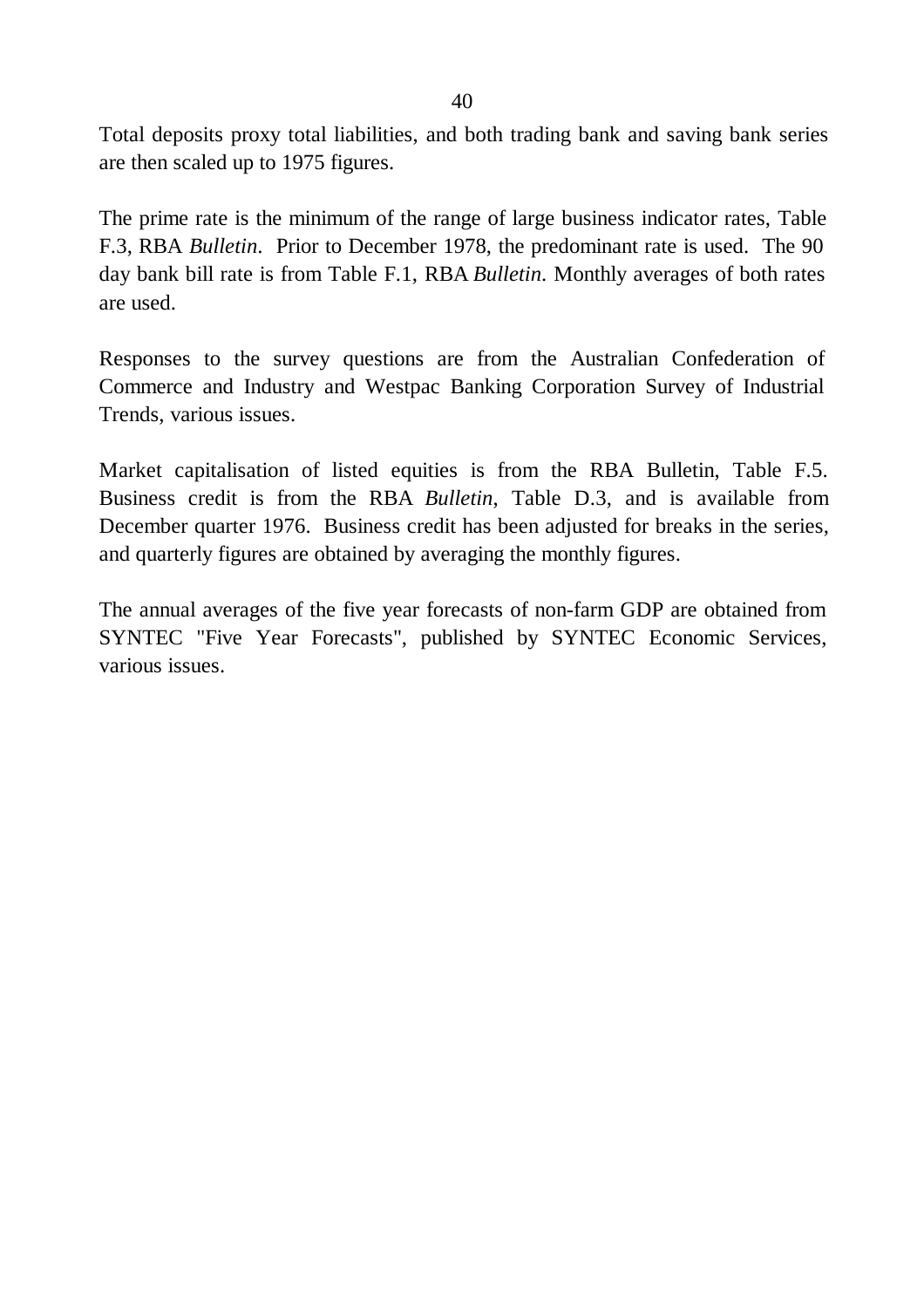Total deposits proxy total liabilities, and both trading bank and saving bank series are then scaled up to 1975 figures.

The prime rate is the minimum of the range of large business indicator rates, Table F.3, RBA *Bulletin*. Prior to December 1978, the predominant rate is used. The 90 day bank bill rate is from Table F.1, RBA *Bulletin*. Monthly averages of both rates are used.

Responses to the survey questions are from the Australian Confederation of Commerce and Industry and Westpac Banking Corporation Survey of Industrial Trends, various issues.

Market capitalisation of listed equities is from the RBA Bulletin, Table F.5. Business credit is from the RBA *Bulletin*, Table D.3, and is available from December quarter 1976. Business credit has been adjusted for breaks in the series, and quarterly figures are obtained by averaging the monthly figures.

The annual averages of the five year forecasts of non-farm GDP are obtained from SYNTEC "Five Year Forecasts", published by SYNTEC Economic Services, various issues.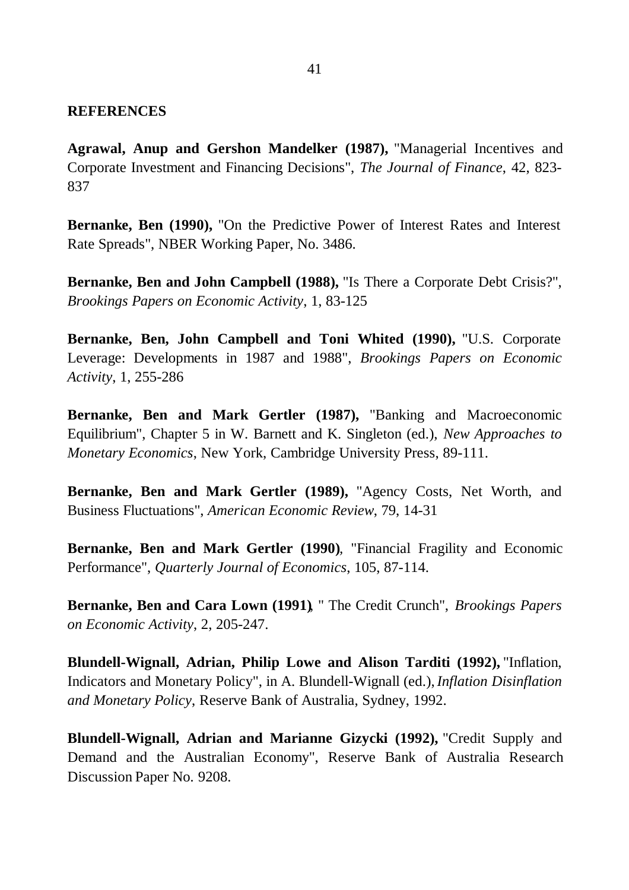## REFERENCES

**Agrawal, Anup and Gershon Mandelker (1987),** "Managerial Incentives and Corporate Investment and Financing Decisions", *The Journal of Finance*, 42, 823-837

**Bernanke, Ben (1990),** "On the Predictive Power of Interest Rates and Interest Rate Spreads", NBER Working Paper, No. 3486.

**Bernanke, Ben and John Campbell (1988),** "Is There a Corporate Debt Crisis?", *Brookings Papers on Economic Activity*, 1, 83-125

**Bernanke, Ben, John Campbell and Toni Whited (1990),** "U.S. Corporate Leverage: Developments in 1987 and 1988", *Brookings Papers on Economic Activity*, 1, 255-286

**Bernanke, Ben and Mark Gertler (1987),** "Banking and Macroeconomic Equilibrium", Chapter 5 in W. Barnett and K. Singleton (ed.), *New Approaches to Monetary Economics*, New York, Cambridge University Press, 89-111.

**Bernanke, Ben and Mark Gertler (1989),** "Agency Costs, Net Worth, and Business Fluctuations", *American Economic Review*, 79, 14-31

**Bernanke, Ben and Mark Gertler (1990)**, "Financial Fragility and Economic Performance", *Quarterly Journal of Economics*, 105, 87-114.

**Bernanke, Ben and Cara Lown (1991)**, " The Credit Crunch", *Brookings Papers on Economic Activity*, 2, 205-247.

**Blundell-Wignall, Adrian, Philip Lowe and Alison Tarditi (1992),** "Inflation, Indicators and Monetary Policy", in A. Blundell-Wignall (ed.), *Inflation Disinflation and Monetary Policy*, Reserve Bank of Australia, Sydney, 1992.

**Blundell-Wignall, Adrian and Marianne Gizycki (1992),** "Credit Supply and Demand and the Australian Economy", Reserve Bank of Australia Research Discussion Paper No. 9208.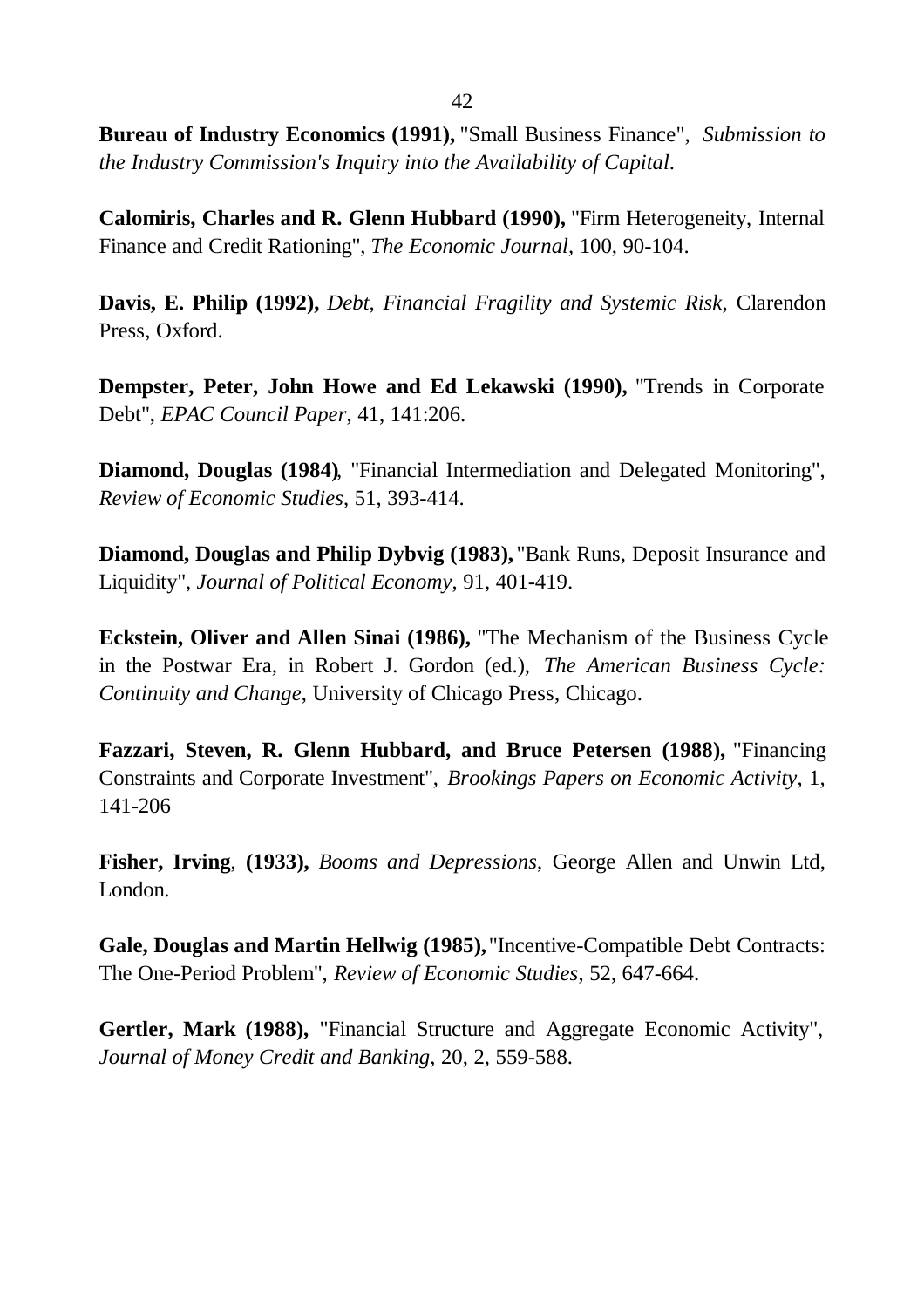**Bureau of Industry Economics (1991),** "Small Business Finance", *Submission to the Industry Commission's Inquiry into the Availability of Capital*.

**Calomiris, Charles and R. Glenn Hubbard (1990),** "Firm Heterogeneity, Internal Finance and Credit Rationing", *The Economic Journal*, 100, 90-104.

**Davis, E. Philip (1992),** *Debt, Financial Fragility and Systemic Risk*, Clarendon Press, Oxford.

**Dempster, Peter, John Howe and Ed Lekawski (1990),** "Trends in Corporate Debt", *EPAC Council Paper*, 41, 141:206.

**Diamond, Douglas (1984)**, "Financial Intermediation and Delegated Monitoring", *Review of Economic Studies*, 51, 393-414.

**Diamond, Douglas and Philip Dybvig (1983),** "Bank Runs, Deposit Insurance and Liquidity", *Journal of Political Economy*, 91, 401-419.

**Eckstein, Oliver and Allen Sinai (1986),** "The Mechanism of the Business Cycle in the Postwar Era, in Robert J. Gordon (ed.), *The American Business Cycle: Continuity and Change*, University of Chicago Press, Chicago.

**Fazzari, Steven, R. Glenn Hubbard, and Bruce Petersen (1988),** "Financing Constraints and Corporate Investment", *Brookings Papers on Economic Activity*, 1, 141-206

**Fisher, Irving**, **(1933),** *Booms and Depressions*, George Allen and Unwin Ltd, London.

**Gale, Douglas and Martin Hellwig (1985),** "Incentive-Compatible Debt Contracts: The One-Period Problem", *Review of Economic Studies*, 52, 647-664.

**Gertler, Mark (1988),** "Financial Structure and Aggregate Economic Activity", *Journal of Money Credit and Banking*, 20, 2, 559-588.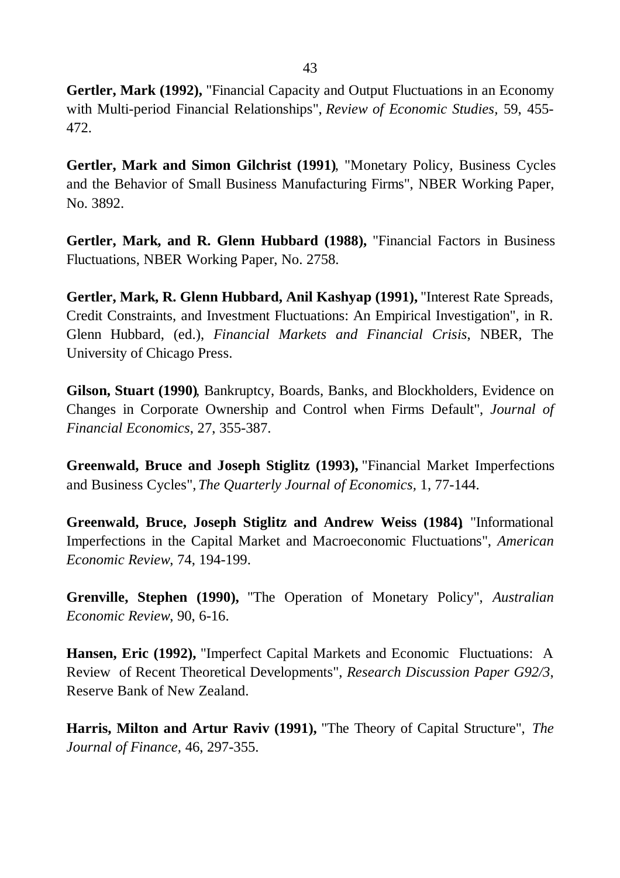**Gertler, Mark (1992),** "Financial Capacity and Output Fluctuations in an Economy with Multi-period Financial Relationships", *Review of Economic Studies*, 59, 455-472.

**Gertler, Mark and Simon Gilchrist (1991)**, "Monetary Policy, Business Cycles and the Behavior of Small Business Manufacturing Firms", NBER Working Paper, No. 3892.

**Gertler, Mark, and R. Glenn Hubbard (1988),** "Financial Factors in Business Fluctuations, NBER Working Paper, No. 2758.

**Gertler, Mark, R. Glenn Hubbard, Anil Kashyap (1991),** "Interest Rate Spreads, Credit Constraints, and Investment Fluctuations: An Empirical Investigation", in R. Glenn Hubbard, (ed.), *Financial Markets and Financial Crisis*, NBER, The University of Chicago Press.

**Gilson, Stuart (1990)**, Bankruptcy, Boards, Banks, and Blockholders, Evidence on Changes in Corporate Ownership and Control when Firms Default", *Journal of Financial Economics*, 27, 355-387.

**Greenwald, Bruce and Joseph Stiglitz (1993),** "Financial Market Imperfections and Business Cycles", *The Quarterly Journal of Economics*, 1, 77-144.

**Greenwald, Bruce, Joseph Stiglitz and Andrew Weiss (1984)**, "Informational Imperfections in the Capital Market and Macroeconomic Fluctuations", *American Economic Review*, 74, 194-199.

**Grenville, Stephen (1990),** "The Operation of Monetary Policy", *Australian Economic Review*, 90, 6-16.

**Hansen, Eric (1992),** "Imperfect Capital Markets and Economic Fluctuations: A Review of Recent Theoretical Developments", *Research Discussion Paper G92/3*, Reserve Bank of New Zealand.

**Harris, Milton and Artur Raviv (1991),** "The Theory of Capital Structure", *The Journal of Finance*, 46, 297-355.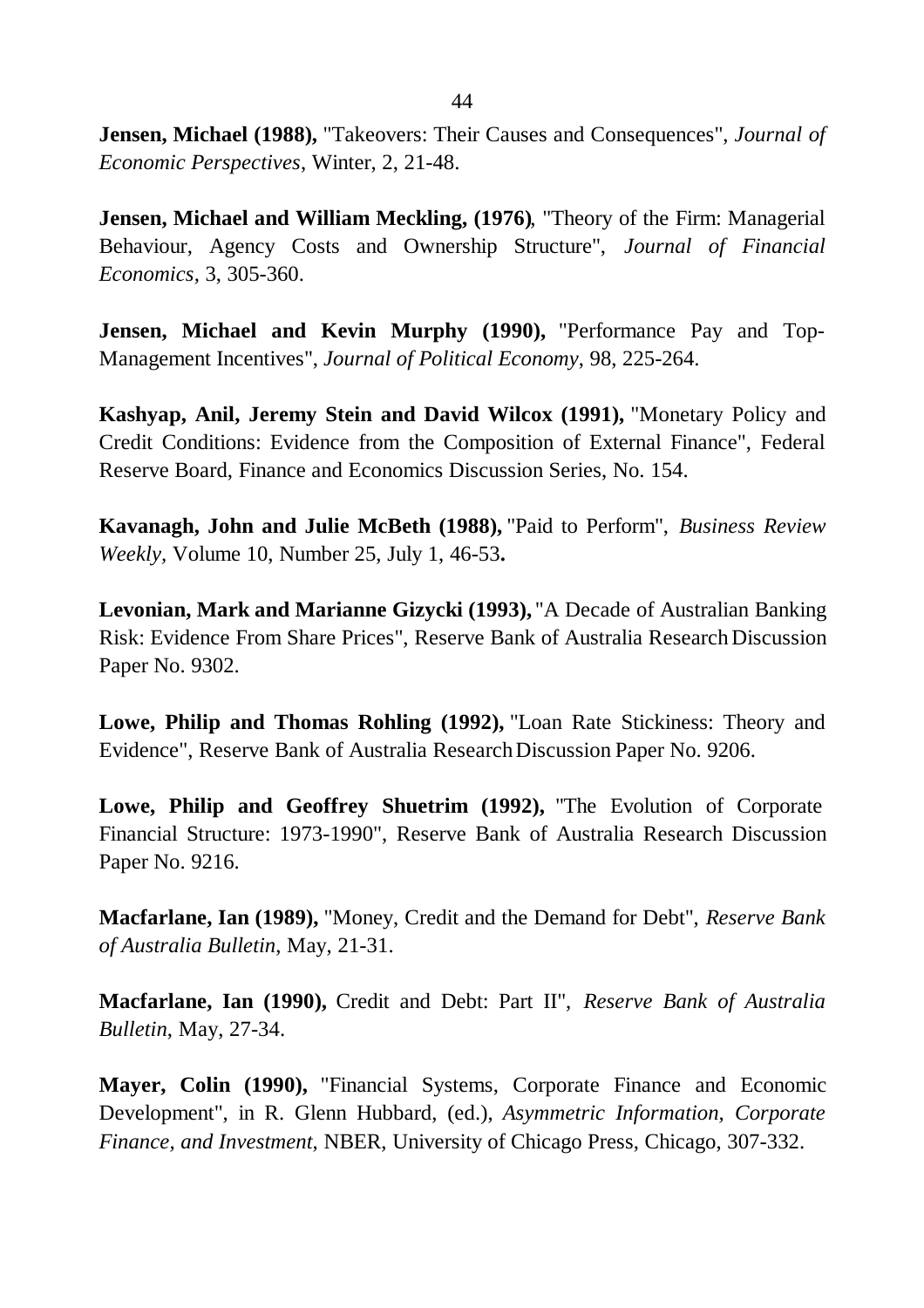**Jensen, Michael (1988),** "Takeovers: Their Causes and Consequences", *Journal of Economic Perspectives*, Winter, 2, 21-48.

**Jensen, Michael and William Meckling, (1976)**, "Theory of the Firm: Managerial Behaviour, Agency Costs and Ownership Structure", *Journal of Financial Economics*, 3, 305-360.

**Jensen, Michael and Kevin Murphy (1990),** "Performance Pay and Top-Management Incentives", *Journal of Political Economy*, 98, 225-264.

**Kashyap, Anil, Jeremy Stein and David Wilcox (1991),** "Monetary Policy and Credit Conditions: Evidence from the Composition of External Finance", Federal Reserve Board, Finance and Economics Discussion Series, No. 154.

**Kavanagh, John and Julie McBeth (1988),** "Paid to Perform", *Business Review Weekly*, Volume 10, Number 25, July 1, 46-53**.**

**Levonian, Mark and Marianne Gizycki (1993),** "A Decade of Australian Banking Risk: Evidence From Share Prices", Reserve Bank of Australia Research Discussion Paper No. 9302.

**Lowe, Philip and Thomas Rohling (1992),** "Loan Rate Stickiness: Theory and Evidence", Reserve Bank of Australia Research Discussion Paper No. 9206.

**Lowe, Philip and Geoffrey Shuetrim (1992),** "The Evolution of Corporate Financial Structure: 1973-1990", Reserve Bank of Australia Research Discussion Paper No. 9216.

**Macfarlane, Ian (1989),** "Money, Credit and the Demand for Debt", *Reserve Bank of Australia Bulletin*, May, 21-31.

**Macfarlane, Ian (1990),** Credit and Debt: Part II", *Reserve Bank of Australia Bulletin*, May, 27-34.

**Mayer, Colin (1990),** "Financial Systems, Corporate Finance and Economic Development", in R. Glenn Hubbard, (ed.), *Asymmetric Information, Corporate Finance, and Investment*, NBER, University of Chicago Press, Chicago, 307-332.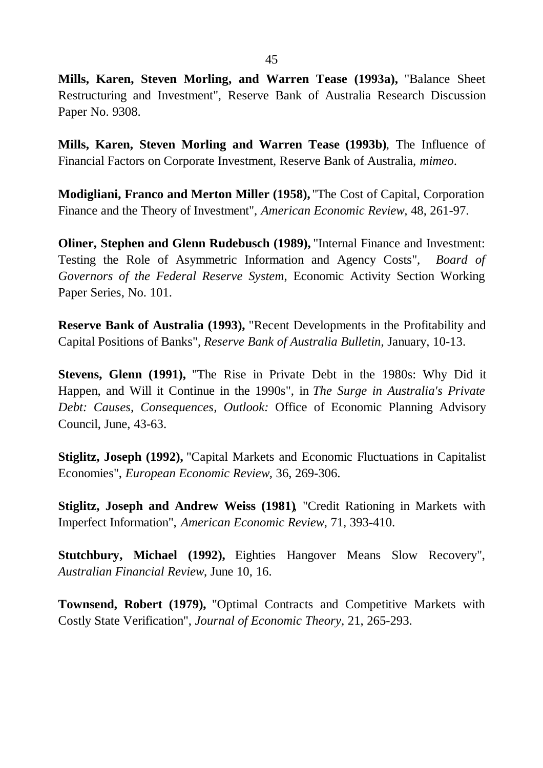**Mills, Karen, Steven Morling, and Warren Tease (1993a),** "Balance Sheet Restructuring and Investment", Reserve Bank of Australia Research Discussion Paper No. 9308.

**Mills, Karen, Steven Morling and Warren Tease (1993b)**, The Influence of Financial Factors on Corporate Investment, Reserve Bank of Australia, *mimeo*.

**Modigliani, Franco and Merton Miller (1958),** "The Cost of Capital, Corporation Finance and the Theory of Investment", *American Economic Review*, 48, 261-97.

**Oliner, Stephen and Glenn Rudebusch (1989),** "Internal Finance and Investment: Testing the Role of Asymmetric Information and Agency Costs", *Board of Governors of the Federal Reserve System*, Economic Activity Section Working Paper Series, No. 101.

**Reserve Bank of Australia (1993),** "Recent Developments in the Profitability and Capital Positions of Banks", *Reserve Bank of Australia Bulletin*, January, 10-13.

**Stevens, Glenn (1991),** "The Rise in Private Debt in the 1980s: Why Did it Happen, and Will it Continue in the 1990s", in *The Surge in Australia's Private Debt: Causes, Consequences, Outlook:* Office of Economic Planning Advisory Council, June, 43-63.

**Stiglitz, Joseph (1992),** "Capital Markets and Economic Fluctuations in Capitalist Economies", *European Economic Review*, 36, 269-306.

**Stiglitz, Joseph and Andrew Weiss (1981)**, "Credit Rationing in Markets with Imperfect Information", *American Economic Review*, 71, 393-410.

**Stutchbury, Michael (1992),** Eighties Hangover Means Slow Recovery", *Australian Financial Review*, June 10, 16.

**Townsend, Robert (1979),** "Optimal Contracts and Competitive Markets with Costly State Verification", *Journal of Economic Theory*, 21, 265-293.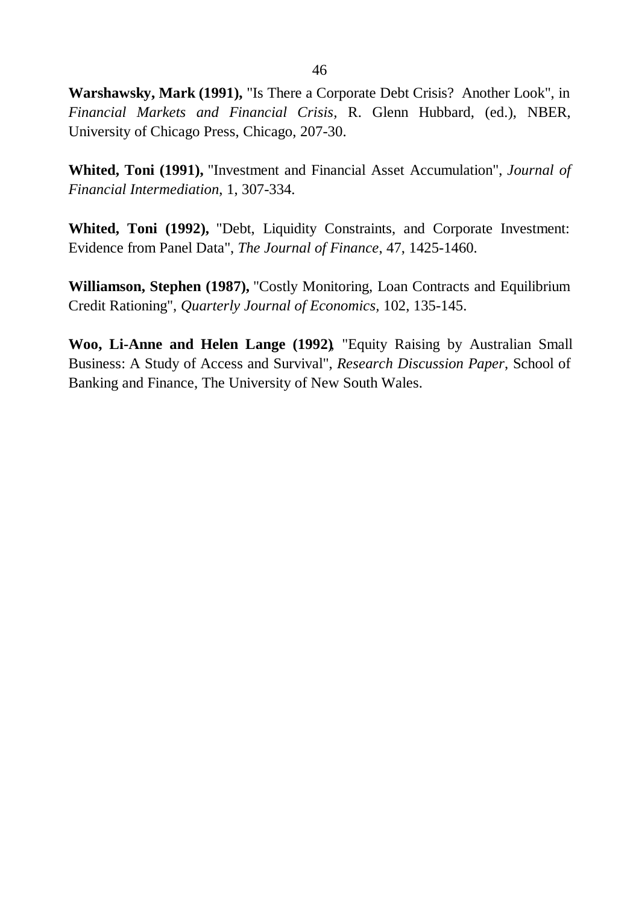**Warshawsky, Mark (1991),** "Is There a Corporate Debt Crisis? Another Look", in *Financial Markets and Financial Crisis*, R. Glenn Hubbard, (ed.), NBER, University of Chicago Press, Chicago, 207-30.

**Whited, Toni (1991),** "Investment and Financial Asset Accumulation", *Journal of Financial Intermediation*, 1, 307-334.

**Whited, Toni (1992),** "Debt, Liquidity Constraints, and Corporate Investment: Evidence from Panel Data", *The Journal of Finance*, 47, 1425-1460.

**Williamson, Stephen (1987),** "Costly Monitoring, Loan Contracts and Equilibrium Credit Rationing", *Quarterly Journal of Economics*, 102, 135-145.

**Woo, Li-Anne and Helen Lange (1992)**, "Equity Raising by Australian Small Business: A Study of Access and Survival", *Research Discussion Paper*, School of Banking and Finance, The University of New South Wales.